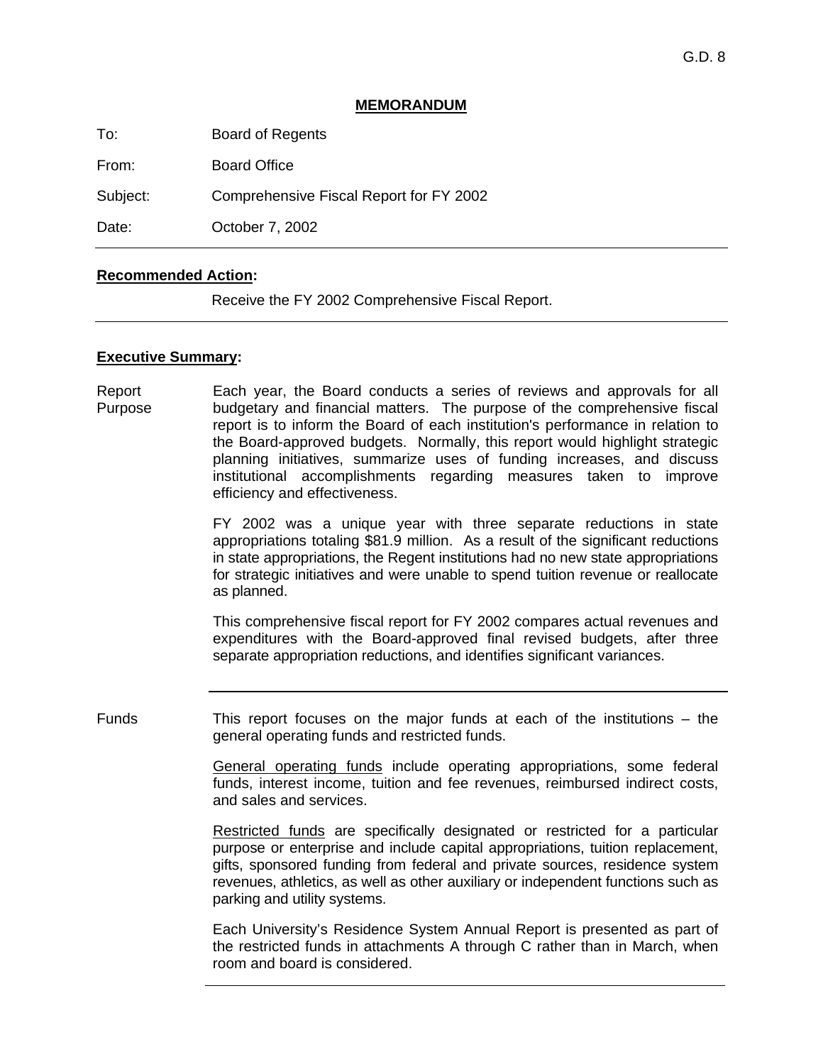G.D. 8

**MEMORANDUM**

To: Board of Regents

From: Board Office

Subject: Comprehensive Fiscal Report for FY 2002

Date: October 7, 2002

---

**Recommended Action:**

Receive the FY 2002 Comprehensive Fiscal Report.

---

**Executive Summary:**

**Report Purpose**

Each year, the Board conducts a series of reviews and approvals for all budgetary and financial matters. The purpose of the comprehensive fiscal report is to inform the Board of each institution's performance in relation to the Board-approved budgets. Normally, this report would highlight strategic planning initiatives, summarize uses of funding increases, and discuss institutional accomplishments regarding measures taken to improve efficiency and effectiveness.

FY 2002 was a unique year with three separate reductions in state appropriations totaling $81.9 million. As a result of the significant reductions in state appropriations, the Regent institutions had no new state appropriations for strategic initiatives and were unable to spend tuition revenue or reallocate as planned.

This comprehensive fiscal report for FY 2002 compares actual revenues and expenditures with the Board-approved final revised budgets, after three separate appropriation reductions, and identifies significant variances.

---

**Funds**

This report focuses on the major funds at each of the institutions – the general operating funds and restricted funds.

General operating funds include operating appropriations, some federal funds, interest income, tuition and fee revenues, reimbursed indirect costs, and sales and services.

Restricted funds are specifically designated or restricted for a particular purpose or enterprise and include capital appropriations, tuition replacement, gifts, sponsored funding from federal and private sources, residence system revenues, athletics, as well as other auxiliary or independent functions such as parking and utility systems.

Each University's Residence System Annual Report is presented as part of the restricted funds in attachments A through C rather than in March, when room and board is considered.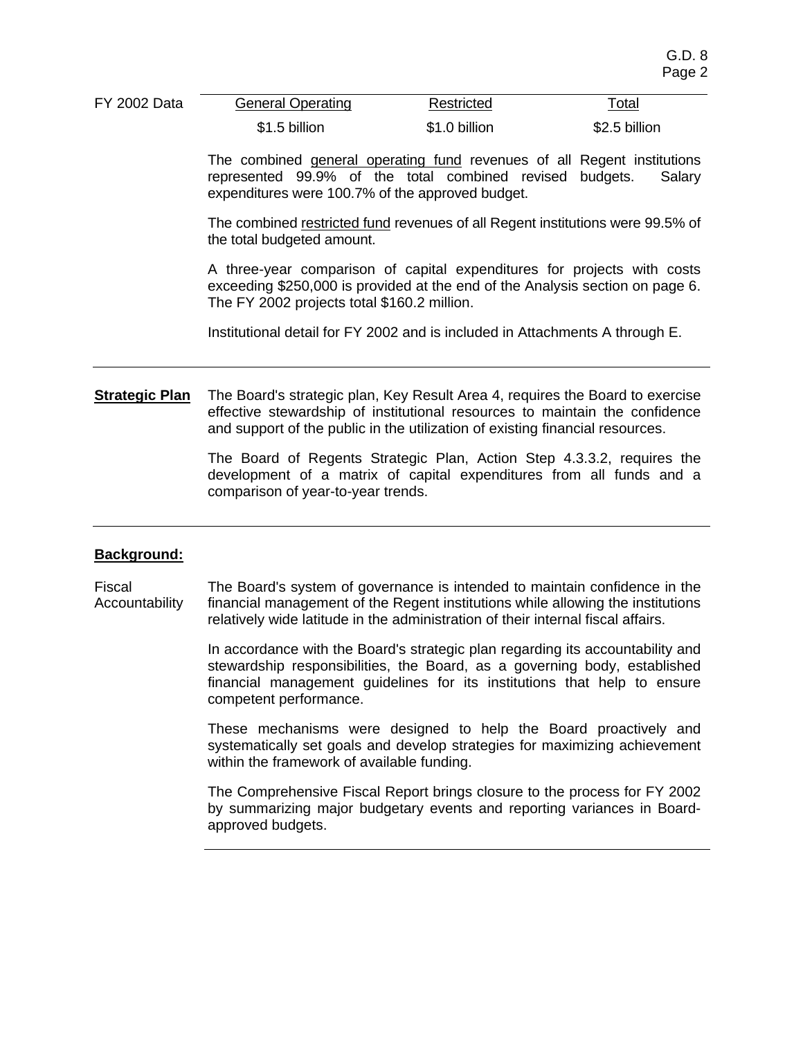| FY 2002 Data | General Operating | Restricted | Total |
| --- | --- | --- | --- |
| | $1.5 billion | $1.0 billion | $2.5 billion |

The combined general operating fund revenues of all Regent institutions represented 99.9% of the total combined revised budgets. Salary expenditures were 100.7% of the approved budget.

The combined restricted fund revenues of all Regent institutions were 99.5% of the total budgeted amount.

A three-year comparison of capital expenditures for projects with costs exceeding $250,000 is provided at the end of the Analysis section on page 6. The FY 2002 projects total $160.2 million.

Institutional detail for FY 2002 and is included in Attachments A through E.

**Strategic Plan**

The Board's strategic plan, Key Result Area 4, requires the Board to exercise effective stewardship of institutional resources to maintain the confidence and support of the public in the utilization of existing financial resources.

The Board of Regents Strategic Plan, Action Step 4.3.3.2, requires the development of a matrix of capital expenditures from all funds and a comparison of year-to-year trends.

## Background:

**Fiscal Accountability**

The Board's system of governance is intended to maintain confidence in the financial management of the Regent institutions while allowing the institutions relatively wide latitude in the administration of their internal fiscal affairs.

In accordance with the Board's strategic plan regarding its accountability and stewardship responsibilities, the Board, as a governing body, established financial management guidelines for its institutions that help to ensure competent performance.

These mechanisms were designed to help the Board proactively and systematically set goals and develop strategies for maximizing achievement within the framework of available funding.

The Comprehensive Fiscal Report brings closure to the process for FY 2002 by summarizing major budgetary events and reporting variances in Board-approved budgets.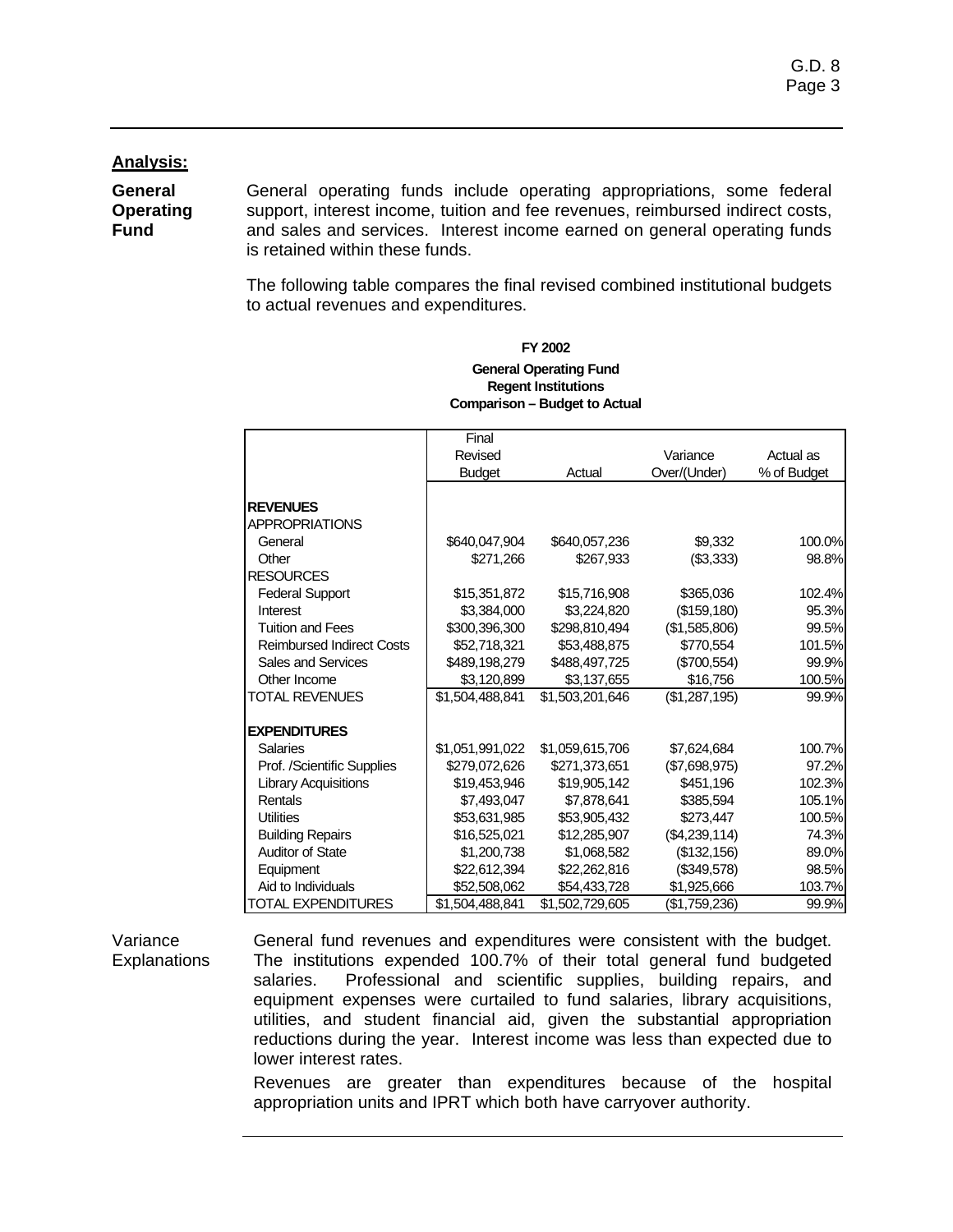## Analysis:

**General Operating Fund**

General operating funds include operating appropriations, some federal support, interest income, tuition and fee revenues, reimbursed indirect costs, and sales and services. Interest income earned on general operating funds is retained within these funds.

The following table compares the final revised combined institutional budgets to actual revenues and expenditures.

**FY 2002**
**General Operating Fund**
**Regent Institutions**
**Comparison – Budget to Actual**

| | Final Revised Budget | Actual | Variance Over/(Under) | Actual as % of Budget |
|---|---|---|---|---|
| **REVENUES** | | | | |
| APPROPRIATIONS | | | | |
| General | $640,047,904 | $640,057,236 | $9,332 | 100.0% |
| Other | $271,266 | $267,933 | ($3,333) | 98.8% |
| RESOURCES | | | | |
| Federal Support | $15,351,872 | $15,716,908 | $365,036 | 102.4% |
| Interest | $3,384,000 | $3,224,820 | ($159,180) | 95.3% |
| Tuition and Fees | $300,396,300 | $298,810,494 | ($1,585,806) | 99.5% |
| Reimbursed Indirect Costs | $52,718,321 | $53,488,875 | $770,554 | 101.5% |
| Sales and Services | $489,198,279 | $488,497,725 | ($700,554) | 99.9% |
| Other Income | $3,120,899 | $3,137,655 | $16,756 | 100.5% |
| TOTAL REVENUES | $1,504,488,841 | $1,503,201,646 | ($1,287,195) | 99.9% |
| **EXPENDITURES** | | | | |
| Salaries | $1,051,991,022 | $1,059,615,706 | $7,624,684 | 100.7% |
| Prof. /Scientific Supplies | $279,072,626 | $271,373,651 | ($7,698,975) | 97.2% |
| Library Acquisitions | $19,453,946 | $19,905,142 | $451,196 | 102.3% |
| Rentals | $7,493,047 | $7,878,641 | $385,594 | 105.1% |
| Utilities | $53,631,985 | $53,905,432 | $273,447 | 100.5% |
| Building Repairs | $16,525,021 | $12,285,907 | ($4,239,114) | 74.3% |
| Auditor of State | $1,200,738 | $1,068,582 | ($132,156) | 89.0% |
| Equipment | $22,612,394 | $22,262,816 | ($349,578) | 98.5% |
| Aid to Individuals | $52,508,062 | $54,433,728 | $1,925,666 | 103.7% |
| TOTAL EXPENDITURES | $1,504,488,841 | $1,502,729,605 | ($1,759,236) | 99.9% |

**Variance Explanations**

General fund revenues and expenditures were consistent with the budget. The institutions expended 100.7% of their total general fund budgeted salaries. Professional and scientific supplies, building repairs, and equipment expenses were curtailed to fund salaries, library acquisitions, utilities, and student financial aid, given the substantial appropriation reductions during the year. Interest income was less than expected due to lower interest rates.

Revenues are greater than expenditures because of the hospital appropriation units and IPRT which both have carryover authority.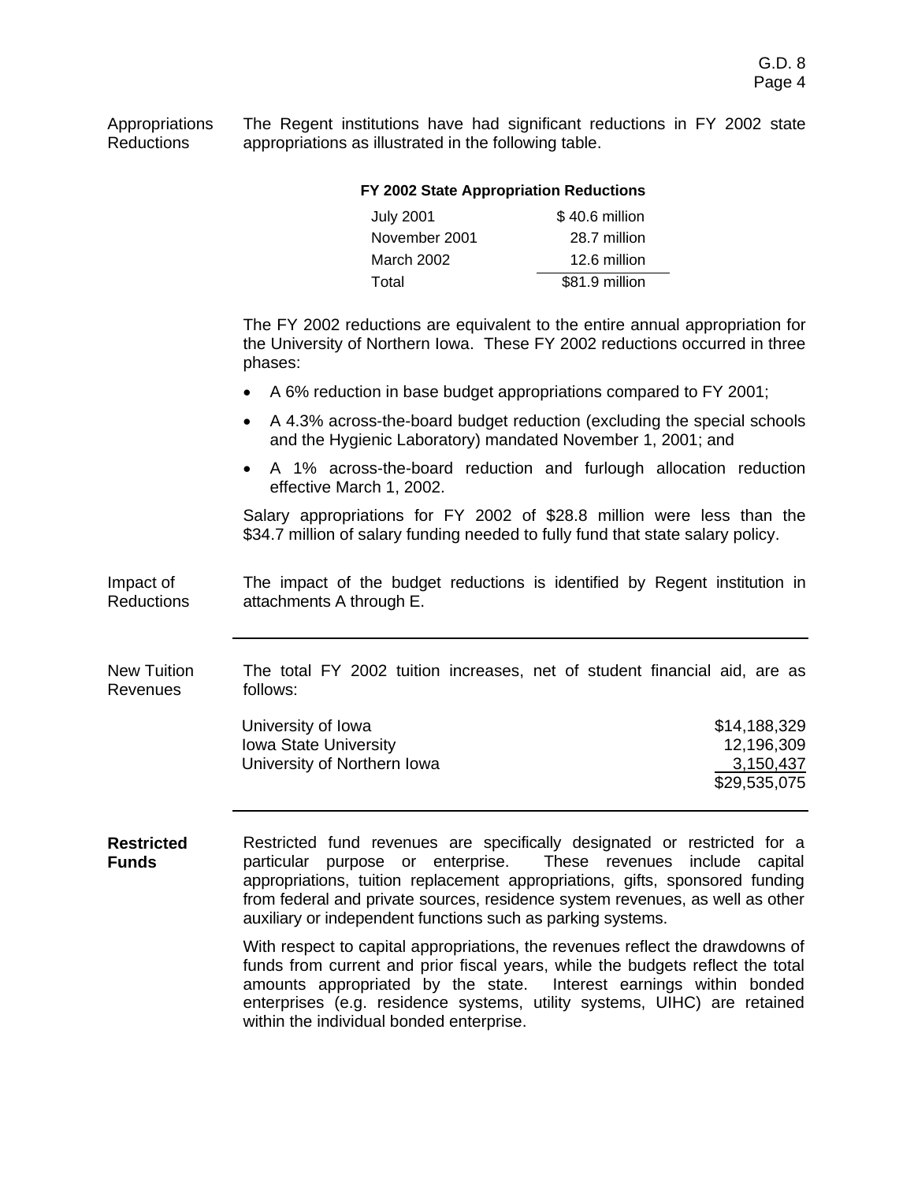**Appropriations Reductions**

The Regent institutions have had significant reductions in FY 2002 state appropriations as illustrated in the following table.

**FY 2002 State Appropriation Reductions**

| | |
|---|---|
| July 2001 | $ 40.6 million |
| November 2001 | 28.7 million |
| March 2002 | 12.6 million |
| Total | $81.9 million |

The FY 2002 reductions are equivalent to the entire annual appropriation for the University of Northern Iowa. These FY 2002 reductions occurred in three phases:

- A 6% reduction in base budget appropriations compared to FY 2001;
- A 4.3% across-the-board budget reduction (excluding the special schools and the Hygienic Laboratory) mandated November 1, 2001; and
- A 1% across-the-board reduction and furlough allocation reduction effective March 1, 2002.

Salary appropriations for FY 2002 of $28.8 million were less than the $34.7 million of salary funding needed to fully fund that state salary policy.

**Impact of Reductions**

The impact of the budget reductions is identified by Regent institution in attachments A through E.

---

**New Tuition Revenues**

The total FY 2002 tuition increases, net of student financial aid, are as follows:

| | |
|---|---|
| University of Iowa | $14,188,329 |
| Iowa State University | 12,196,309 |
| University of Northern Iowa | 3,150,437 |
| | $29,535,075 |

---

**Restricted Funds**

Restricted fund revenues are specifically designated or restricted for a particular purpose or enterprise. These revenues include capital appropriations, tuition replacement appropriations, gifts, sponsored funding from federal and private sources, residence system revenues, as well as other auxiliary or independent functions such as parking systems.

With respect to capital appropriations, the revenues reflect the drawdowns of funds from current and prior fiscal years, while the budgets reflect the total amounts appropriated by the state. Interest earnings within bonded enterprises (e.g. residence systems, utility systems, UIHC) are retained within the individual bonded enterprise.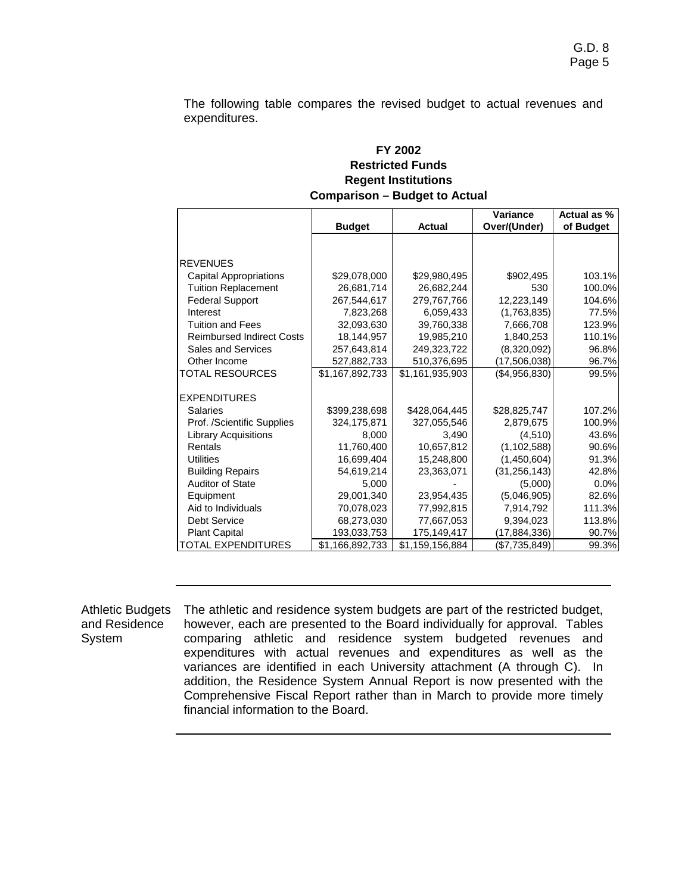The following table compares the revised budget to actual revenues and expenditures.

**FY 2002**
**Restricted Funds**
**Regent Institutions**
**Comparison – Budget to Actual**

| | Budget | Actual | Variance Over/(Under) | Actual as % of Budget |
|---|---|---|---|---|
| REVENUES | | | | |
| Capital Appropriations | $29,078,000 | $29,980,495 | $902,495 | 103.1% |
| Tuition Replacement | 26,681,714 | 26,682,244 | 530 | 100.0% |
| Federal Support | 267,544,617 | 279,767,766 | 12,223,149 | 104.6% |
| Interest | 7,823,268 | 6,059,433 | (1,763,835) | 77.5% |
| Tuition and Fees | 32,093,630 | 39,760,338 | 7,666,708 | 123.9% |
| Reimbursed Indirect Costs | 18,144,957 | 19,985,210 | 1,840,253 | 110.1% |
| Sales and Services | 257,643,814 | 249,323,722 | (8,320,092) | 96.8% |
| Other Income | 527,882,733 | 510,376,695 | (17,506,038) | 96.7% |
| TOTAL RESOURCES | $1,167,892,733 | $1,161,935,903 | ($4,956,830) | 99.5% |
| EXPENDITURES | | | | |
| Salaries | $399,238,698 | $428,064,445 | $28,825,747 | 107.2% |
| Prof. /Scientific Supplies | 324,175,871 | 327,055,546 | 2,879,675 | 100.9% |
| Library Acquisitions | 8,000 | 3,490 | (4,510) | 43.6% |
| Rentals | 11,760,400 | 10,657,812 | (1,102,588) | 90.6% |
| Utilities | 16,699,404 | 15,248,800 | (1,450,604) | 91.3% |
| Building Repairs | 54,619,214 | 23,363,071 | (31,256,143) | 42.8% |
| Auditor of State | 5,000 | - | (5,000) | 0.0% |
| Equipment | 29,001,340 | 23,954,435 | (5,046,905) | 82.6% |
| Aid to Individuals | 70,078,023 | 77,992,815 | 7,914,792 | 111.3% |
| Debt Service | 68,273,030 | 77,667,053 | 9,394,023 | 113.8% |
| Plant Capital | 193,033,753 | 175,149,417 | (17,884,336) | 90.7% |
| TOTAL EXPENDITURES | $1,166,892,733 | $1,159,156,884 | ($7,735,849) | 99.3% |

---

**Athletic Budgets and Residence System**

The athletic and residence system budgets are part of the restricted budget, however, each are presented to the Board individually for approval. Tables comparing athletic and residence system budgeted revenues and expenditures with actual revenues and expenditures as well as the variances are identified in each University attachment (A through C). In addition, the Residence System Annual Report is now presented with the Comprehensive Fiscal Report rather than in March to provide more timely financial information to the Board.

---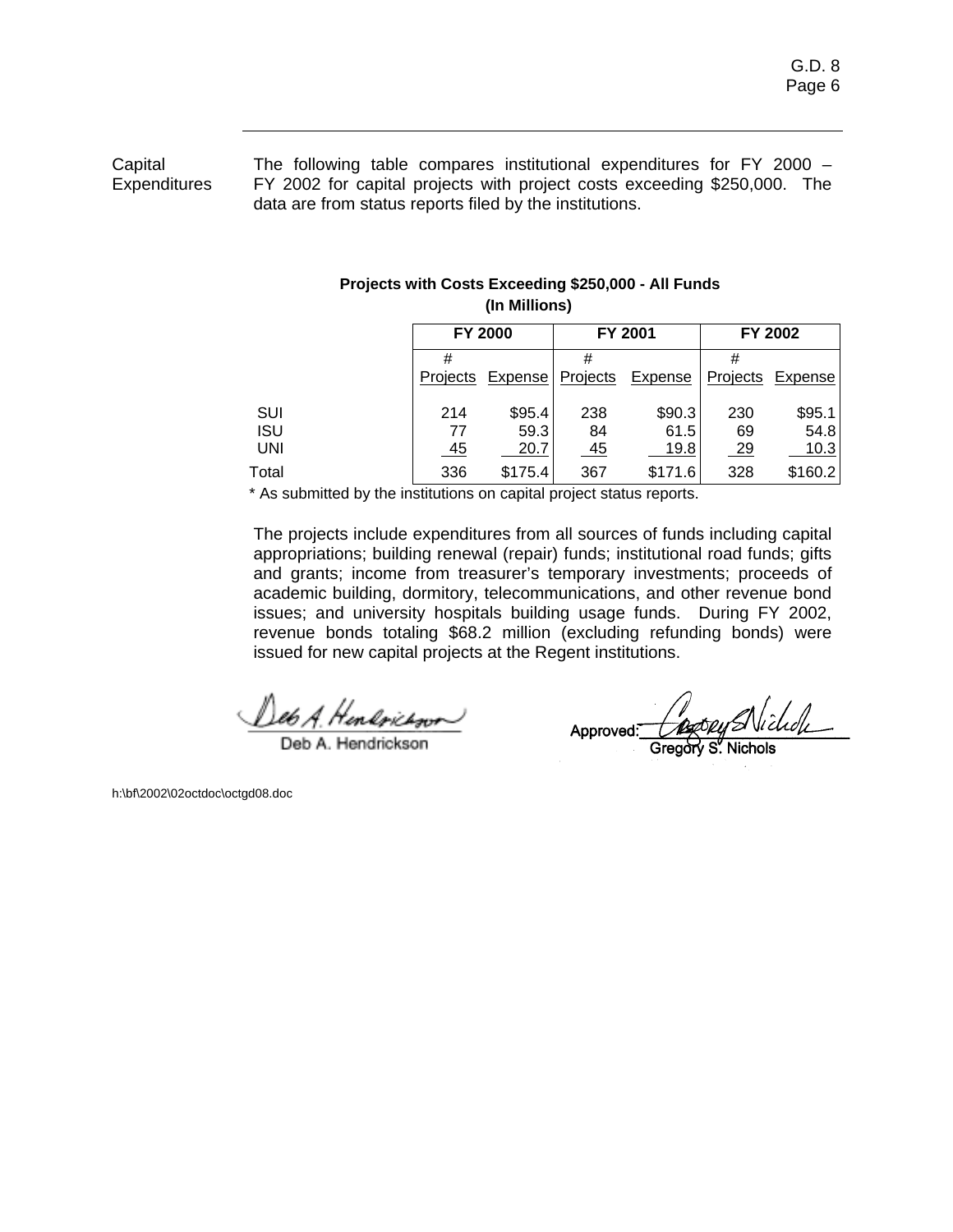**Capital Expenditures**

The following table compares institutional expenditures for FY 2000 – FY 2002 for capital projects with project costs exceeding $250,000. The data are from status reports filed by the institutions.

**Projects with Costs Exceeding $250,000 - All Funds**
**(In Millions)**

| | FY 2000 | | FY 2001 | | FY 2002 | |
|---|---|---|---|---|---|---|
| | # Projects | Expense | # Projects | Expense | # Projects | Expense |
| SUI | 214 | $95.4 | 238 | $90.3 | 230 | $95.1 |
| ISU | 77 | 59.3 | 84 | 61.5 | 69 | 54.8 |
| UNI | 45 | 20.7 | 45 | 19.8 | 29 | 10.3 |
| Total | 336 | $175.4 | 367 | $171.6 | 328 | $160.2 |

* As submitted by the institutions on capital project status reports.

The projects include expenditures from all sources of funds including capital appropriations; building renewal (repair) funds; institutional road funds; gifts and grants; income from treasurer's temporary investments; proceeds of academic building, dormitory, telecommunications, and other revenue bond issues; and university hospitals building usage funds. During FY 2002, revenue bonds totaling $68.2 million (excluding refunding bonds) were issued for new capital projects at the Regent institutions.

Deb A. Hendrickson

Approved: Gregory S. Nichols

h:\bf\2002\02octdoc\octgd08.doc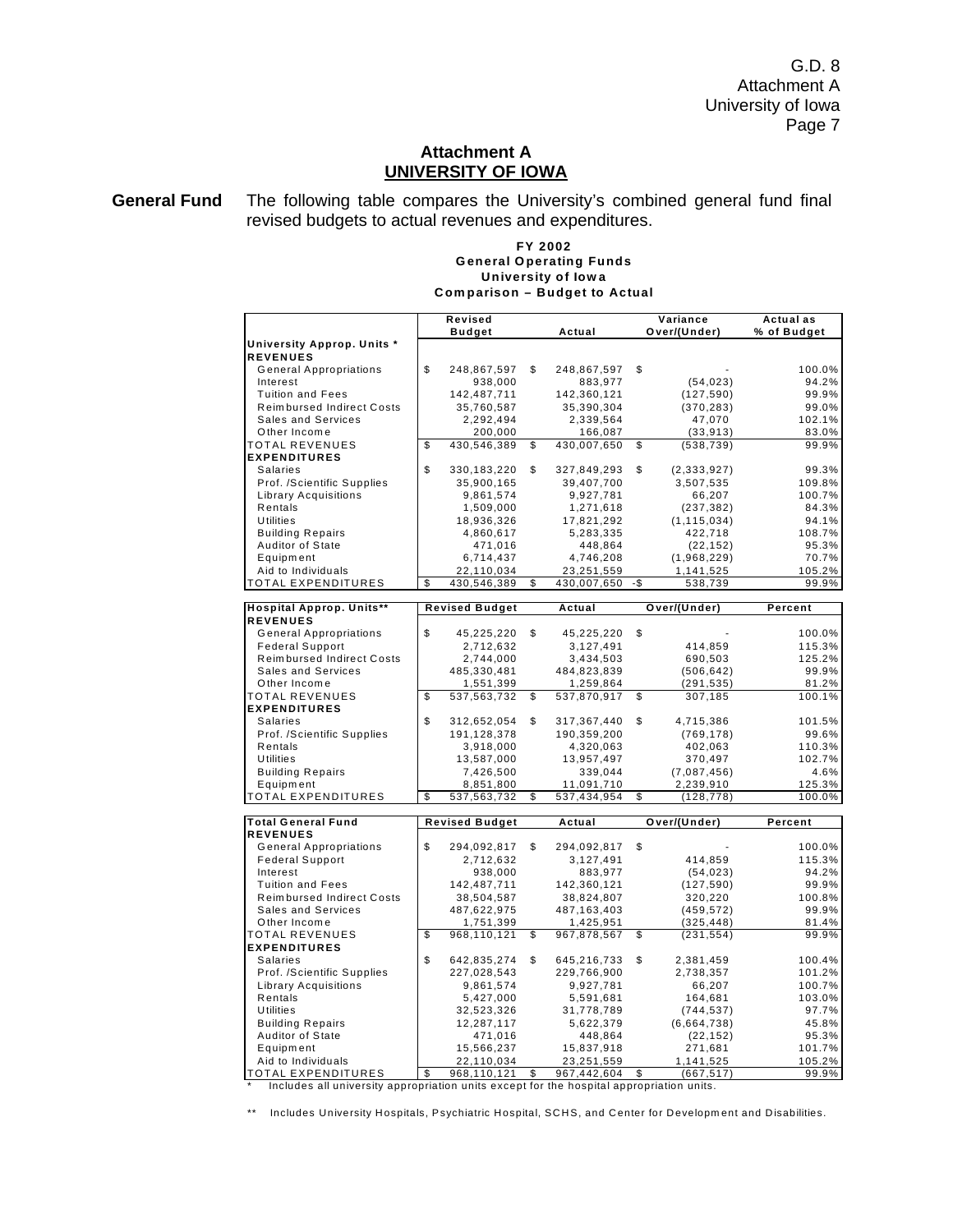# Attachment A
## UNIVERSITY OF IOWA

**General Fund** The following table compares the University's combined general fund final revised budgets to actual revenues and expenditures.

**FY 2002**
**General Operating Funds**
**University of Iowa**
**Comparison – Budget to Actual**

| | Revised Budget | Actual | Variance Over/(Under) | Actual as % of Budget |
|---|---|---|---|---|
| **University Approp. Units *** | | | | |
| **REVENUES** | | | | |
| General Appropriations | $ 248,867,597 | $ 248,867,597 | $ - | 100.0% |
| Interest | 938,000 | 883,977 | (54,023) | 94.2% |
| Tuition and Fees | 142,487,711 | 142,360,121 | (127,590) | 99.9% |
| Reimbursed Indirect Costs | 35,760,587 | 35,390,304 | (370,283) | 99.0% |
| Sales and Services | 2,292,494 | 2,339,564 | 47,070 | 102.1% |
| Other Income | 200,000 | 166,087 | (33,913) | 83.0% |
| TOTAL REVENUES | $ 430,546,389 | $ 430,007,650 | $ (538,739) | 99.9% |
| **EXPENDITURES** | | | | |
| Salaries | $ 330,183,220 | $ 327,849,293 | $ (2,333,927) | 99.3% |
| Prof. /Scientific Supplies | 35,900,165 | 39,407,700 | 3,507,535 | 109.8% |
| Library Acquisitions | 9,861,574 | 9,927,781 | 66,207 | 100.7% |
| Rentals | 1,509,000 | 1,271,618 | (237,382) | 84.3% |
| Utilities | 18,936,326 | 17,821,292 | (1,115,034) | 94.1% |
| Building Repairs | 4,860,617 | 5,283,335 | 422,718 | 108.7% |
| Auditor of State | 471,016 | 448,864 | (22,152) | 95.3% |
| Equipment | 6,714,437 | 4,746,208 | (1,968,229) | 70.7% |
| Aid to Individuals | 22,110,034 | 23,251,559 | 1,141,525 | 105.2% |
| TOTAL EXPENDITURES | $ 430,546,389 | $ 430,007,650 | -$ 538,739 | 99.9% |

| Hospital Approp. Units** | Revised Budget | Actual | Over/(Under) | Percent |
|---|---|---|---|---|
| **REVENUES** | | | | |
| General Appropriations | $ 45,225,220 | $ 45,225,220 | $ - | 100.0% |
| Federal Support | 2,712,632 | 3,127,491 | 414,859 | 115.3% |
| Reimbursed Indirect Costs | 2,744,000 | 3,434,503 | 690,503 | 125.2% |
| Sales and Services | 485,330,481 | 484,823,839 | (506,642) | 99.9% |
| Other Income | 1,551,399 | 1,259,864 | (291,535) | 81.2% |
| TOTAL REVENUES | $ 537,563,732 | $ 537,870,917 | $ 307,185 | 100.1% |
| **EXPENDITURES** | | | | |
| Salaries | $ 312,652,054 | $ 317,367,440 | $ 4,715,386 | 101.5% |
| Prof. /Scientific Supplies | 191,128,378 | 190,359,200 | (769,178) | 99.6% |
| Rentals | 3,918,000 | 4,320,063 | 402,063 | 110.3% |
| Utilities | 13,587,000 | 13,957,497 | 370,497 | 102.7% |
| Building Repairs | 7,426,500 | 339,044 | (7,087,456) | 4.6% |
| Equipment | 8,851,800 | 11,091,710 | 2,239,910 | 125.3% |
| TOTAL EXPENDITURES | $ 537,563,732 | $ 537,434,954 | $ (128,778) | 100.0% |

| Total General Fund | Revised Budget | Actual | Over/(Under) | Percent |
|---|---|---|---|---|
| **REVENUES** | | | | |
| General Appropriations | $ 294,092,817 | $ 294,092,817 | $ - | 100.0% |
| Federal Support | 2,712,632 | 3,127,491 | 414,859 | 115.3% |
| Interest | 938,000 | 883,977 | (54,023) | 94.2% |
| Tuition and Fees | 142,487,711 | 142,360,121 | (127,590) | 99.9% |
| Reimbursed Indirect Costs | 38,504,587 | 38,824,807 | 320,220 | 100.8% |
| Sales and Services | 487,622,975 | 487,163,403 | (459,572) | 99.9% |
| Other Income | 1,751,399 | 1,425,951 | (325,448) | 81.4% |
| TOTAL REVENUES | $ 968,110,121 | $ 967,878,567 | $ (231,554) | 99.9% |
| **EXPENDITURES** | | | | |
| Salaries | $ 642,835,274 | $ 645,216,733 | $ 2,381,459 | 100.4% |
| Prof. /Scientific Supplies | 227,028,543 | 229,766,900 | 2,738,357 | 101.2% |
| Library Acquisitions | 9,861,574 | 9,927,781 | 66,207 | 100.7% |
| Rentals | 5,427,000 | 5,591,681 | 164,681 | 103.0% |
| Utilities | 32,523,326 | 31,778,789 | (744,537) | 97.7% |
| Building Repairs | 12,287,117 | 5,622,379 | (6,664,738) | 45.8% |
| Auditor of State | 471,016 | 448,864 | (22,152) | 95.3% |
| Equipment | 15,566,237 | 15,837,918 | 271,681 | 101.7% |
| Aid to Individuals | 22,110,034 | 23,251,559 | 1,141,525 | 105.2% |
| TOTAL EXPENDITURES | $ 968,110,121 | $ 967,442,604 | $ (667,517) | 99.9% |

\* Includes all university appropriation units except for the hospital appropriation units.

** Includes University Hospitals, Psychiatric Hospital, SCHS, and Center for Development and Disabilities.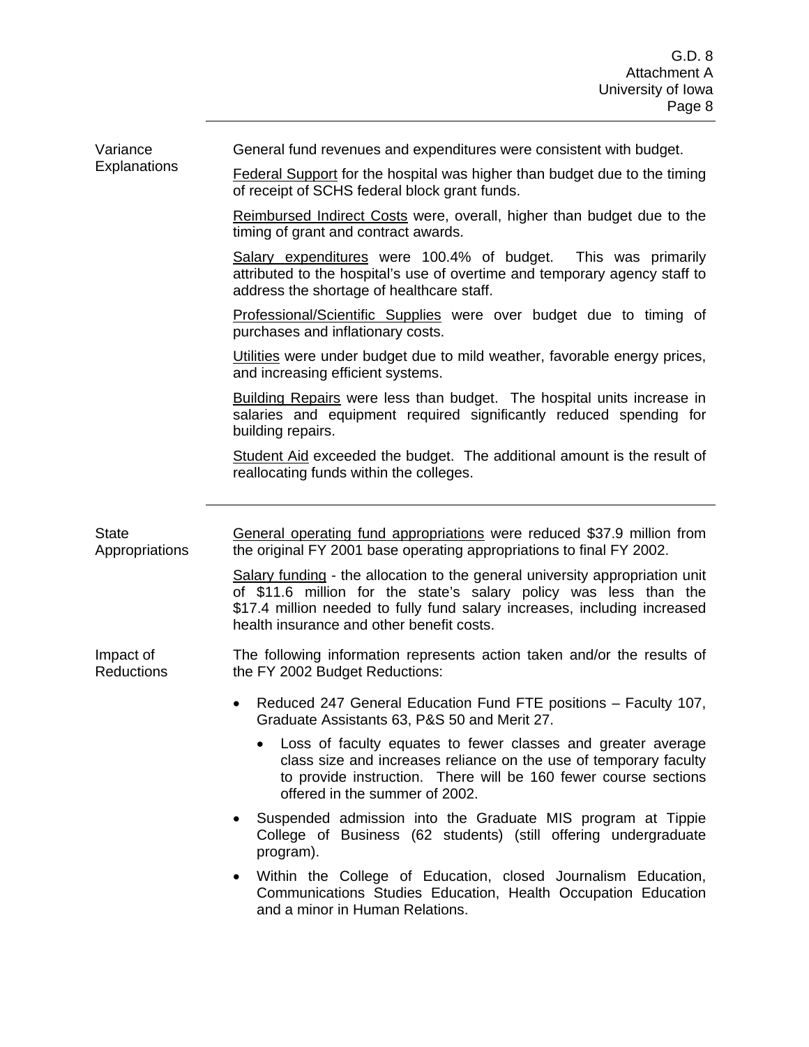**Variance Explanations**

General fund revenues and expenditures were consistent with budget.

Federal Support for the hospital was higher than budget due to the timing of receipt of SCHS federal block grant funds.

Reimbursed Indirect Costs were, overall, higher than budget due to the timing of grant and contract awards.

Salary expenditures were 100.4% of budget. This was primarily attributed to the hospital's use of overtime and temporary agency staff to address the shortage of healthcare staff.

Professional/Scientific Supplies were over budget due to timing of purchases and inflationary costs.

Utilities were under budget due to mild weather, favorable energy prices, and increasing efficient systems.

Building Repairs were less than budget. The hospital units increase in salaries and equipment required significantly reduced spending for building repairs.

Student Aid exceeded the budget. The additional amount is the result of reallocating funds within the colleges.

---

**State Appropriations**

General operating fund appropriations were reduced $37.9 million from the original FY 2001 base operating appropriations to final FY 2002.

Salary funding - the allocation to the general university appropriation unit of $11.6 million for the state's salary policy was less than the $17.4 million needed to fully fund salary increases, including increased health insurance and other benefit costs.

**Impact of Reductions**

The following information represents action taken and/or the results of the FY 2002 Budget Reductions:

- Reduced 247 General Education Fund FTE positions – Faculty 107, Graduate Assistants 63, P&S 50 and Merit 27.
  - Loss of faculty equates to fewer classes and greater average class size and increases reliance on the use of temporary faculty to provide instruction. There will be 160 fewer course sections offered in the summer of 2002.
- Suspended admission into the Graduate MIS program at Tippie College of Business (62 students) (still offering undergraduate program).
- Within the College of Education, closed Journalism Education, Communications Studies Education, Health Occupation Education and a minor in Human Relations.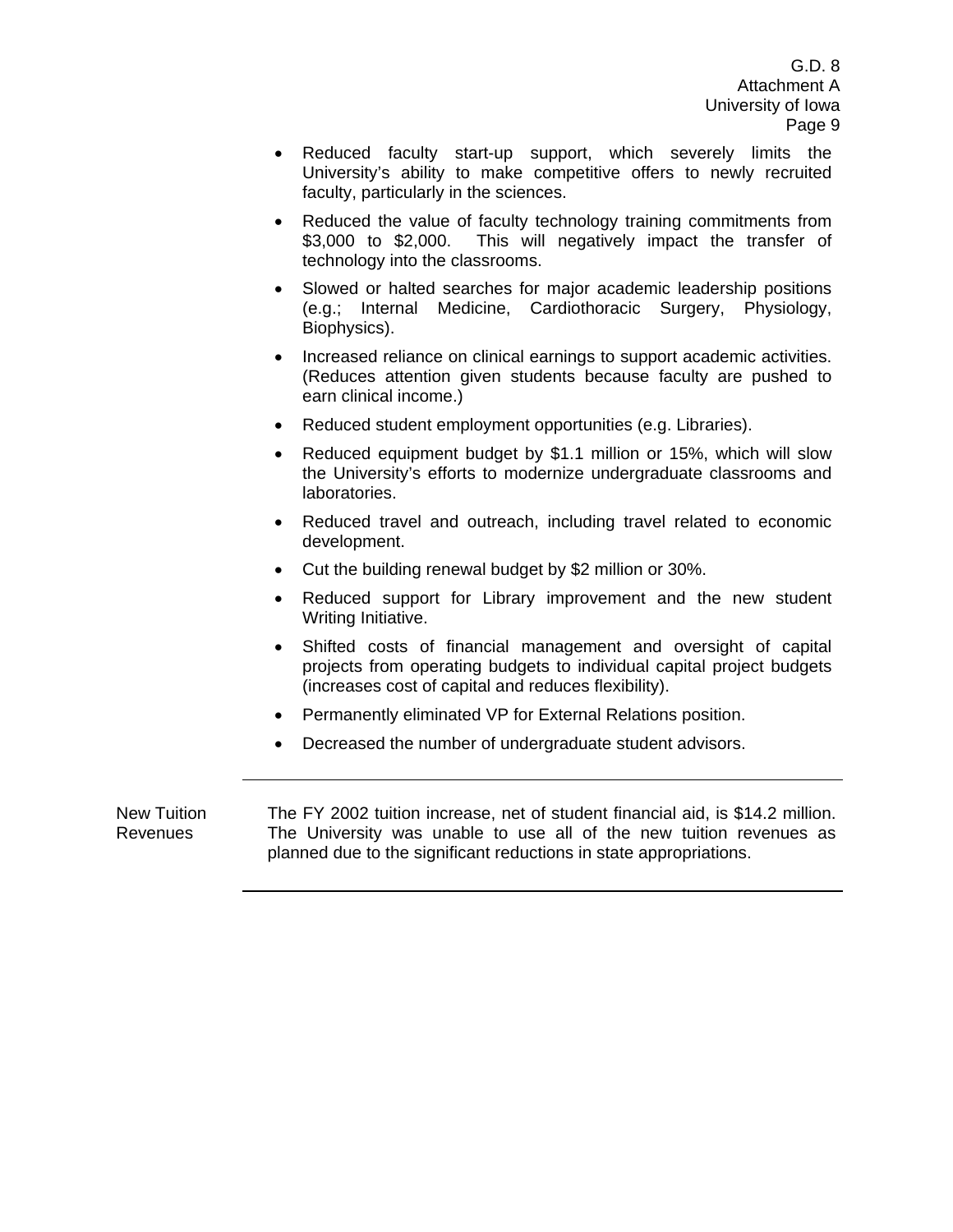- Reduced faculty start-up support, which severely limits the University's ability to make competitive offers to newly recruited faculty, particularly in the sciences.
- Reduced the value of faculty technology training commitments from $3,000 to $2,000. This will negatively impact the transfer of technology into the classrooms.
- Slowed or halted searches for major academic leadership positions (e.g.; Internal Medicine, Cardiothoracic Surgery, Physiology, Biophysics).
- Increased reliance on clinical earnings to support academic activities. (Reduces attention given students because faculty are pushed to earn clinical income.)
- Reduced student employment opportunities (e.g. Libraries).
- Reduced equipment budget by $1.1 million or 15%, which will slow the University's efforts to modernize undergraduate classrooms and laboratories.
- Reduced travel and outreach, including travel related to economic development.
- Cut the building renewal budget by $2 million or 30%.
- Reduced support for Library improvement and the new student Writing Initiative.
- Shifted costs of financial management and oversight of capital projects from operating budgets to individual capital project budgets (increases cost of capital and reduces flexibility).
- Permanently eliminated VP for External Relations position.
- Decreased the number of undergraduate student advisors.

---

**New Tuition Revenues**

The FY 2002 tuition increase, net of student financial aid, is $14.2 million. The University was unable to use all of the new tuition revenues as planned due to the significant reductions in state appropriations.

---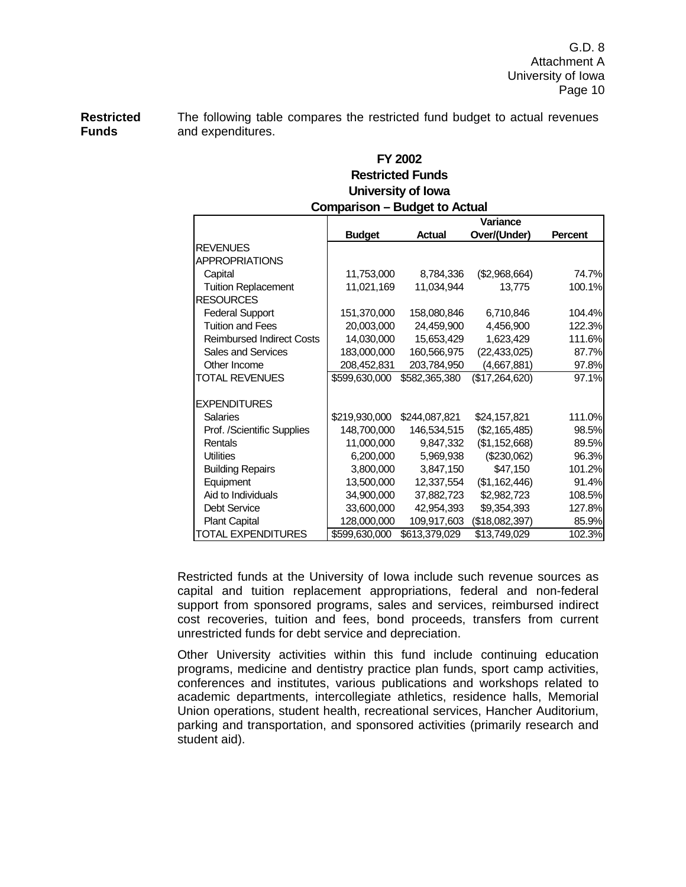**Restricted Funds** The following table compares the restricted fund budget to actual revenues and expenditures.

**FY 2002**
**Restricted Funds**
**University of Iowa**
**Comparison – Budget to Actual**

| | Budget | Actual | Variance Over/(Under) | Percent |
|---|---|---|---|---|
| REVENUES | | | | |
| APPROPRIATIONS | | | | |
| Capital | 11,753,000 | 8,784,336 | ($2,968,664) | 74.7% |
| Tuition Replacement | 11,021,169 | 11,034,944 | 13,775 | 100.1% |
| RESOURCES | | | | |
| Federal Support | 151,370,000 | 158,080,846 | 6,710,846 | 104.4% |
| Tuition and Fees | 20,003,000 | 24,459,900 | 4,456,900 | 122.3% |
| Reimbursed Indirect Costs | 14,030,000 | 15,653,429 | 1,623,429 | 111.6% |
| Sales and Services | 183,000,000 | 160,566,975 | (22,433,025) | 87.7% |
| Other Income | 208,452,831 | 203,784,950 | (4,667,881) | 97.8% |
| TOTAL REVENUES | $599,630,000 | $582,365,380 | ($17,264,620) | 97.1% |
| | | | | |
| EXPENDITURES | | | | |
| Salaries | $219,930,000 | $244,087,821 | $24,157,821 | 111.0% |
| Prof. /Scientific Supplies | 148,700,000 | 146,534,515 | ($2,165,485) | 98.5% |
| Rentals | 11,000,000 | 9,847,332 | ($1,152,668) | 89.5% |
| Utilities | 6,200,000 | 5,969,938 | ($230,062) | 96.3% |
| Building Repairs | 3,800,000 | 3,847,150 | $47,150 | 101.2% |
| Equipment | 13,500,000 | 12,337,554 | ($1,162,446) | 91.4% |
| Aid to Individuals | 34,900,000 | 37,882,723 | $2,982,723 | 108.5% |
| Debt Service | 33,600,000 | 42,954,393 | $9,354,393 | 127.8% |
| Plant Capital | 128,000,000 | 109,917,603 | ($18,082,397) | 85.9% |
| TOTAL EXPENDITURES | $599,630,000 | $613,379,029 | $13,749,029 | 102.3% |

Restricted funds at the University of Iowa include such revenue sources as capital and tuition replacement appropriations, federal and non-federal support from sponsored programs, sales and services, reimbursed indirect cost recoveries, tuition and fees, bond proceeds, transfers from current unrestricted funds for debt service and depreciation.

Other University activities within this fund include continuing education programs, medicine and dentistry practice plan funds, sport camp activities, conferences and institutes, various publications and workshops related to academic departments, intercollegiate athletics, residence halls, Memorial Union operations, student health, recreational services, Hancher Auditorium, parking and transportation, and sponsored activities (primarily research and student aid).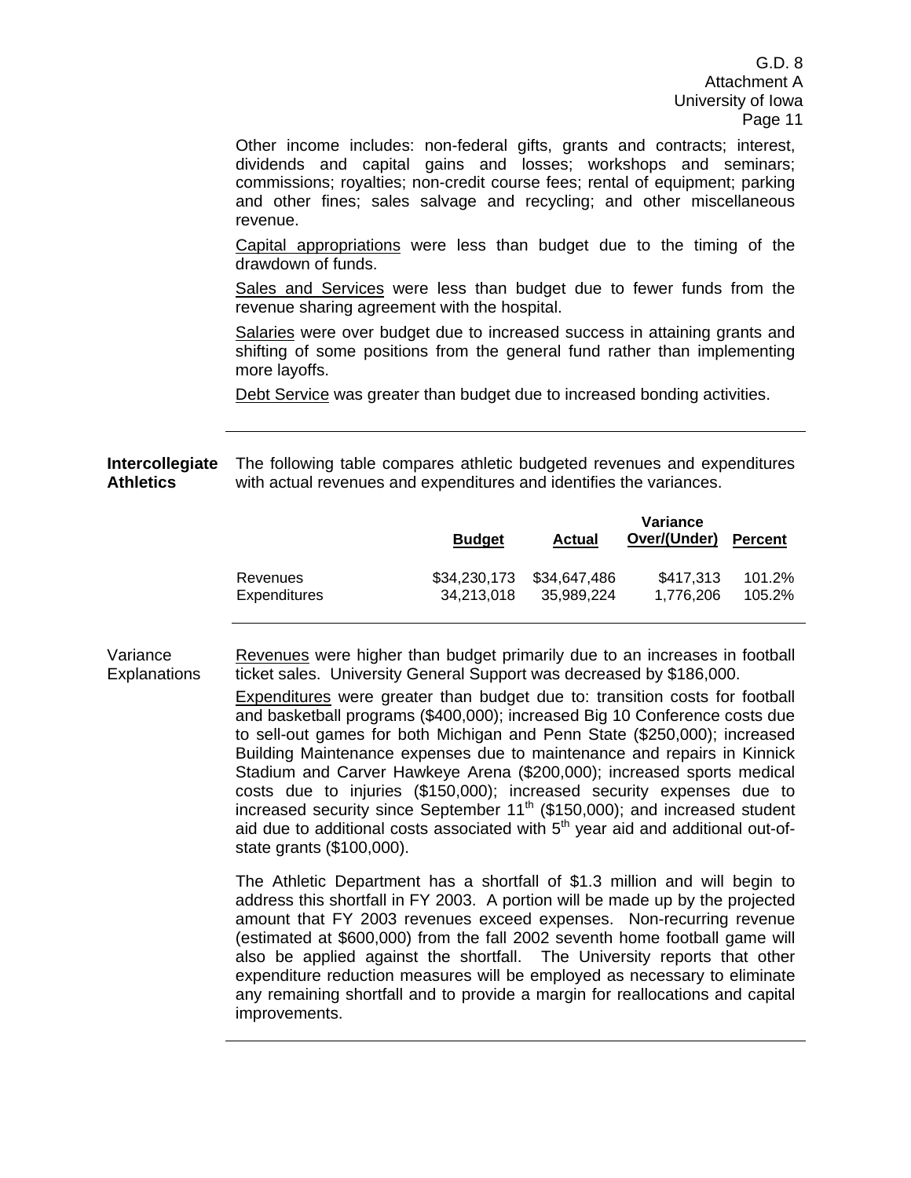Other income includes: non-federal gifts, grants and contracts; interest, dividends and capital gains and losses; workshops and seminars; commissions; royalties; non-credit course fees; rental of equipment; parking and other fines; sales salvage and recycling; and other miscellaneous revenue.

Capital appropriations were less than budget due to the timing of the drawdown of funds.

Sales and Services were less than budget due to fewer funds from the revenue sharing agreement with the hospital.

Salaries were over budget due to increased success in attaining grants and shifting of some positions from the general fund rather than implementing more layoffs.

Debt Service was greater than budget due to increased bonding activities.

---

**Intercollegiate Athletics**

The following table compares athletic budgeted revenues and expenditures with actual revenues and expenditures and identifies the variances.

| | Budget | Actual | Variance Over/(Under) | Percent |
|---|---|---|---|---|
| Revenues | $34,230,173 | $34,647,486 | $417,313 | 101.2% |
| Expenditures | 34,213,018 | 35,989,224 | 1,776,206 | 105.2% |

---

Variance Explanations

Revenues were higher than budget primarily due to an increases in football ticket sales. University General Support was decreased by $186,000.

Expenditures were greater than budget due to: transition costs for football and basketball programs ($400,000); increased Big 10 Conference costs due to sell-out games for both Michigan and Penn State ($250,000); increased Building Maintenance expenses due to maintenance and repairs in Kinnick Stadium and Carver Hawkeye Arena ($200,000); increased sports medical costs due to injuries ($150,000); increased security expenses due to increased security since September 11th ($150,000); and increased student aid due to additional costs associated with 5th year aid and additional out-of-state grants ($100,000).

The Athletic Department has a shortfall of $1.3 million and will begin to address this shortfall in FY 2003. A portion will be made up by the projected amount that FY 2003 revenues exceed expenses. Non-recurring revenue (estimated at $600,000) from the fall 2002 seventh home football game will also be applied against the shortfall. The University reports that other expenditure reduction measures will be employed as necessary to eliminate any remaining shortfall and to provide a margin for reallocations and capital improvements.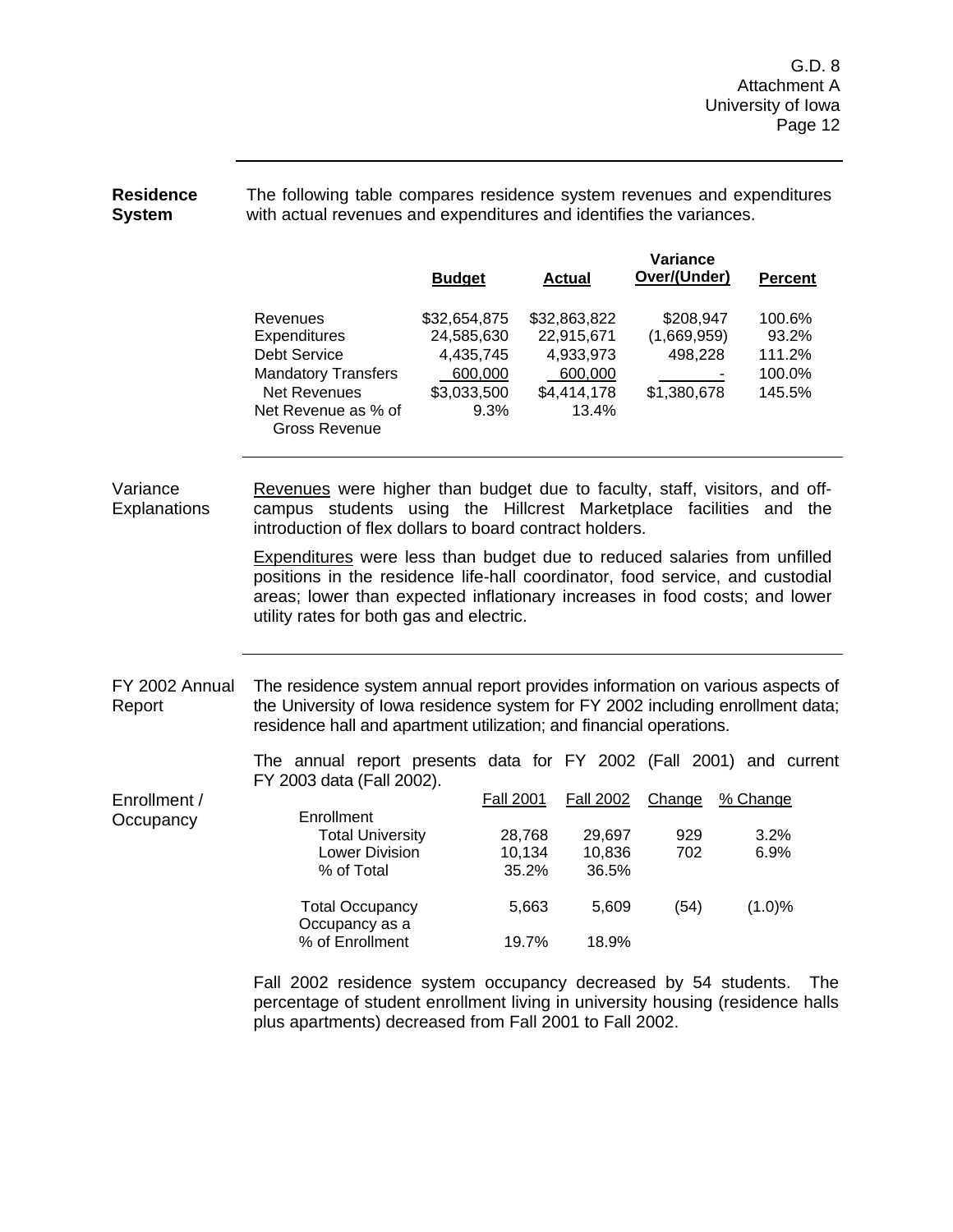**Residence System**

The following table compares residence system revenues and expenditures with actual revenues and expenditures and identifies the variances.

| | Budget | Actual | Variance Over/(Under) | Percent |
|---|---|---|---|---|
| Revenues | $32,654,875 | $32,863,822 | $208,947 | 100.6% |
| Expenditures | 24,585,630 | 22,915,671 | (1,669,959) | 93.2% |
| Debt Service | 4,435,745 | 4,933,973 | 498,228 | 111.2% |
| Mandatory Transfers | 600,000 | 600,000 | - | 100.0% |
| Net Revenues | $3,033,500 | $4,414,178 | $1,380,678 | 145.5% |
| Net Revenue as % of Gross Revenue | 9.3% | 13.4% | | |

**Variance Explanations**

Revenues were higher than budget due to faculty, staff, visitors, and off-campus students using the Hillcrest Marketplace facilities and the introduction of flex dollars to board contract holders.

Expenditures were less than budget due to reduced salaries from unfilled positions in the residence life-hall coordinator, food service, and custodial areas; lower than expected inflationary increases in food costs; and lower utility rates for both gas and electric.

**FY 2002 Annual Report**

The residence system annual report provides information on various aspects of the University of Iowa residence system for FY 2002 including enrollment data; residence hall and apartment utilization; and financial operations.

The annual report presents data for FY 2002 (Fall 2001) and current FY 2003 data (Fall 2002).

**Enrollment / Occupancy**

| | Fall 2001 | Fall 2002 | Change | % Change |
|---|---|---|---|---|
| Enrollment | | | | |
| Total University | 28,768 | 29,697 | 929 | 3.2% |
| Lower Division | 10,134 | 10,836 | 702 | 6.9% |
| % of Total | 35.2% | 36.5% | | |
| Total Occupancy | 5,663 | 5,609 | (54) | (1.0)% |
| Occupancy as a % of Enrollment | 19.7% | 18.9% | | |

Fall 2002 residence system occupancy decreased by 54 students. The percentage of student enrollment living in university housing (residence halls plus apartments) decreased from Fall 2001 to Fall 2002.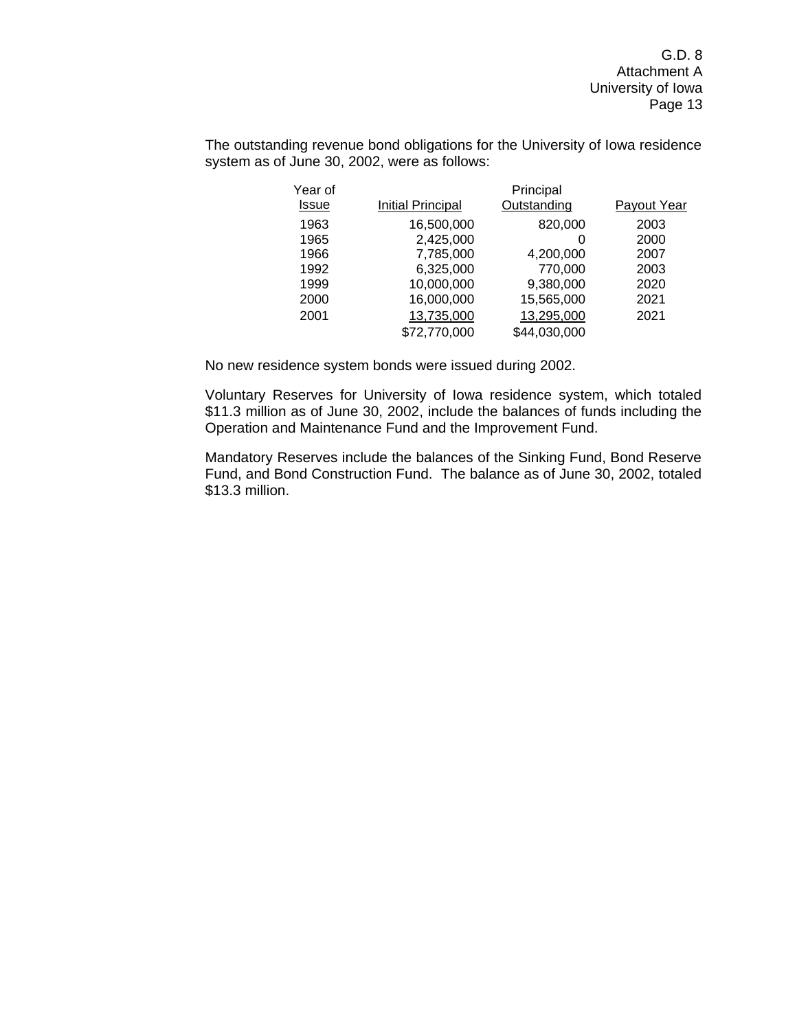The outstanding revenue bond obligations for the University of Iowa residence system as of June 30, 2002, were as follows:

| Year of Issue | Initial Principal | Principal Outstanding | Payout Year |
|---|---|---|---|
| 1963 | 16,500,000 | 820,000 | 2003 |
| 1965 | 2,425,000 | 0 | 2000 |
| 1966 | 7,785,000 | 4,200,000 | 2007 |
| 1992 | 6,325,000 | 770,000 | 2003 |
| 1999 | 10,000,000 | 9,380,000 | 2020 |
| 2000 | 16,000,000 | 15,565,000 | 2021 |
| 2001 | 13,735,000 | 13,295,000 | 2021 |
| | $72,770,000 | $44,030,000 | |

No new residence system bonds were issued during 2002.

Voluntary Reserves for University of Iowa residence system, which totaled $11.3 million as of June 30, 2002, include the balances of funds including the Operation and Maintenance Fund and the Improvement Fund.

Mandatory Reserves include the balances of the Sinking Fund, Bond Reserve Fund, and Bond Construction Fund. The balance as of June 30, 2002, totaled $13.3 million.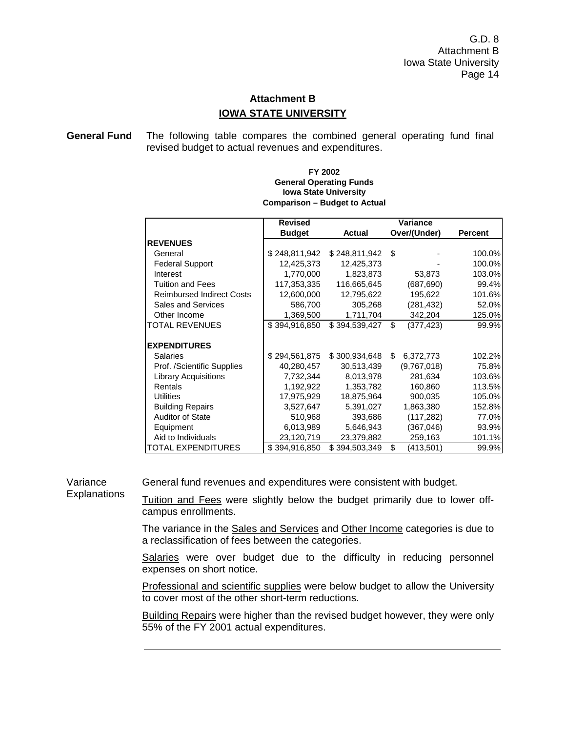## Attachment B

## IOWA STATE UNIVERSITY

**General Fund** The following table compares the combined general operating fund final revised budget to actual revenues and expenditures.

**FY 2002**
**General Operating Funds**
**Iowa State University**
**Comparison – Budget to Actual**

| | Revised Budget | Actual | Variance Over/(Under) | Percent |
|---|---|---|---|---|
| **REVENUES** | | | | |
| General | $ 248,811,942 | $ 248,811,942 | $ - | 100.0% |
| Federal Support | 12,425,373 | 12,425,373 | - | 100.0% |
| Interest | 1,770,000 | 1,823,873 | 53,873 | 103.0% |
| Tuition and Fees | 117,353,335 | 116,665,645 | (687,690) | 99.4% |
| Reimbursed Indirect Costs | 12,600,000 | 12,795,622 | 195,622 | 101.6% |
| Sales and Services | 586,700 | 305,268 | (281,432) | 52.0% |
| Other Income | 1,369,500 | 1,711,704 | 342,204 | 125.0% |
| TOTAL REVENUES | $ 394,916,850 | $ 394,539,427 | $ (377,423) | 99.9% |
| **EXPENDITURES** | | | | |
| Salaries | $ 294,561,875 | $ 300,934,648 | $ 6,372,773 | 102.2% |
| Prof. /Scientific Supplies | 40,280,457 | 30,513,439 | (9,767,018) | 75.8% |
| Library Acquisitions | 7,732,344 | 8,013,978 | 281,634 | 103.6% |
| Rentals | 1,192,922 | 1,353,782 | 160,860 | 113.5% |
| Utilities | 17,975,929 | 18,875,964 | 900,035 | 105.0% |
| Building Repairs | 3,527,647 | 5,391,027 | 1,863,380 | 152.8% |
| Auditor of State | 510,968 | 393,686 | (117,282) | 77.0% |
| Equipment | 6,013,989 | 5,646,943 | (367,046) | 93.9% |
| Aid to Individuals | 23,120,719 | 23,379,882 | 259,163 | 101.1% |
| TOTAL EXPENDITURES | $ 394,916,850 | $ 394,503,349 | $ (413,501) | 99.9% |

Variance Explanations

General fund revenues and expenditures were consistent with budget.

Tuition and Fees were slightly below the budget primarily due to lower off-campus enrollments.

The variance in the Sales and Services and Other Income categories is due to a reclassification of fees between the categories.

Salaries were over budget due to the difficulty in reducing personnel expenses on short notice.

Professional and scientific supplies were below budget to allow the University to cover most of the other short-term reductions.

Building Repairs were higher than the revised budget however, they were only 55% of the FY 2001 actual expenditures.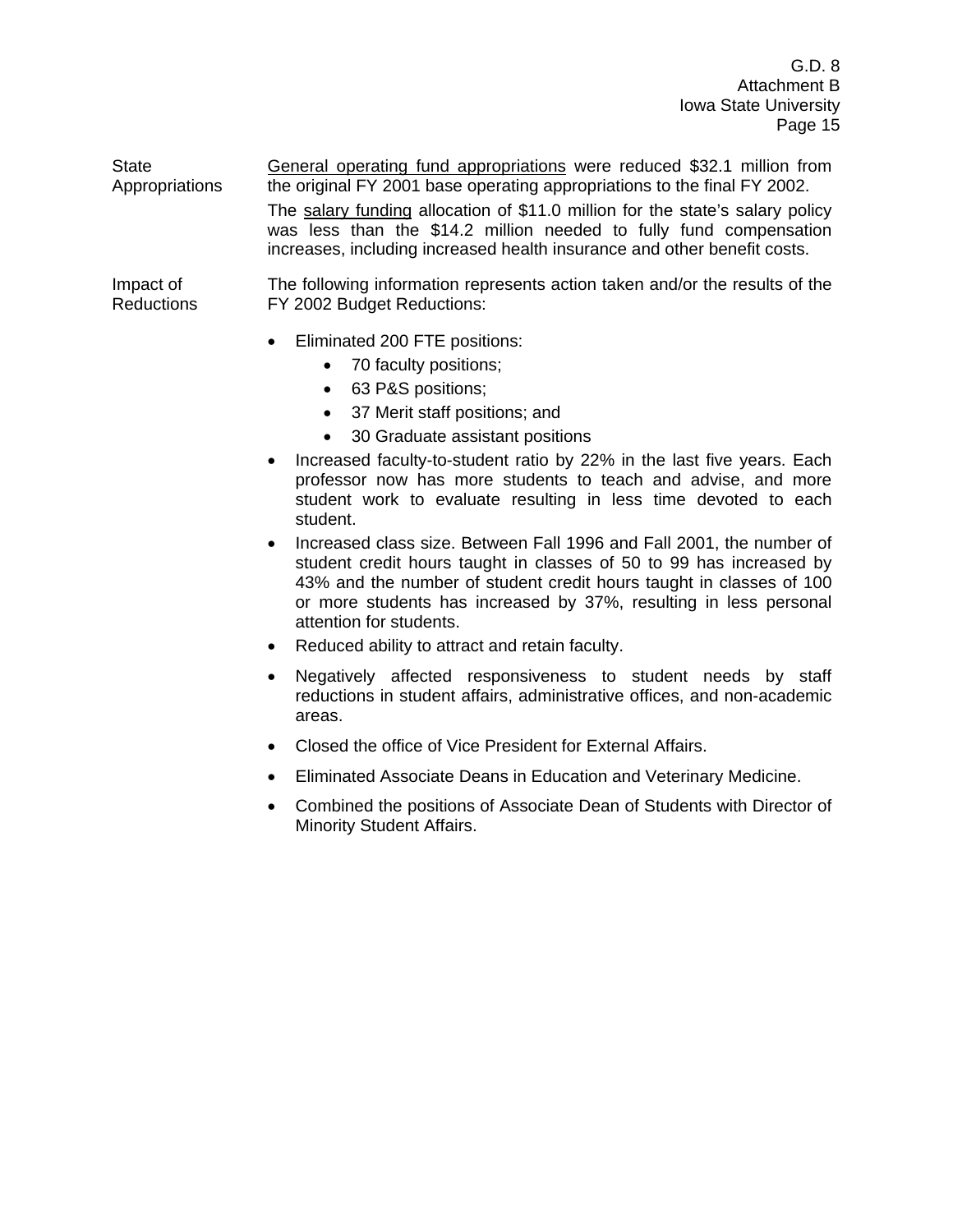**State Appropriations**

General operating fund appropriations were reduced $32.1 million from the original FY 2001 base operating appropriations to the final FY 2002.

The salary funding allocation of $11.0 million for the state's salary policy was less than the $14.2 million needed to fully fund compensation increases, including increased health insurance and other benefit costs.

**Impact of Reductions**

The following information represents action taken and/or the results of the FY 2002 Budget Reductions:

- Eliminated 200 FTE positions:
  - 70 faculty positions;
  - 63 P&S positions;
  - 37 Merit staff positions; and
  - 30 Graduate assistant positions
- Increased faculty-to-student ratio by 22% in the last five years. Each professor now has more students to teach and advise, and more student work to evaluate resulting in less time devoted to each student.
- Increased class size. Between Fall 1996 and Fall 2001, the number of student credit hours taught in classes of 50 to 99 has increased by 43% and the number of student credit hours taught in classes of 100 or more students has increased by 37%, resulting in less personal attention for students.
- Reduced ability to attract and retain faculty.
- Negatively affected responsiveness to student needs by staff reductions in student affairs, administrative offices, and non-academic areas.
- Closed the office of Vice President for External Affairs.
- Eliminated Associate Deans in Education and Veterinary Medicine.
- Combined the positions of Associate Dean of Students with Director of Minority Student Affairs.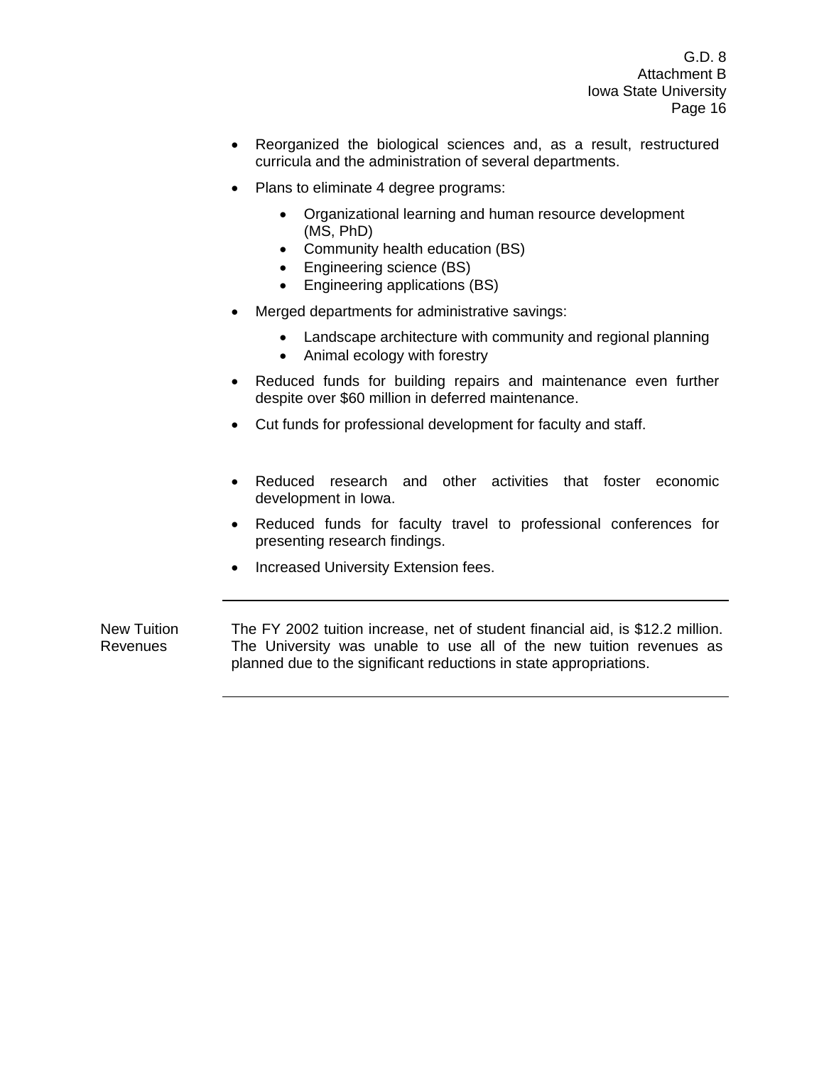- Reorganized the biological sciences and, as a result, restructured curricula and the administration of several departments.
- Plans to eliminate 4 degree programs:
  - Organizational learning and human resource development (MS, PhD)
  - Community health education (BS)
  - Engineering science (BS)
  - Engineering applications (BS)
- Merged departments for administrative savings:
  - Landscape architecture with community and regional planning
  - Animal ecology with forestry
- Reduced funds for building repairs and maintenance even further despite over $60 million in deferred maintenance.
- Cut funds for professional development for faculty and staff.
- Reduced research and other activities that foster economic development in Iowa.
- Reduced funds for faculty travel to professional conferences for presenting research findings.
- Increased University Extension fees.

---

**New Tuition Revenues**

The FY 2002 tuition increase, net of student financial aid, is $12.2 million. The University was unable to use all of the new tuition revenues as planned due to the significant reductions in state appropriations.

---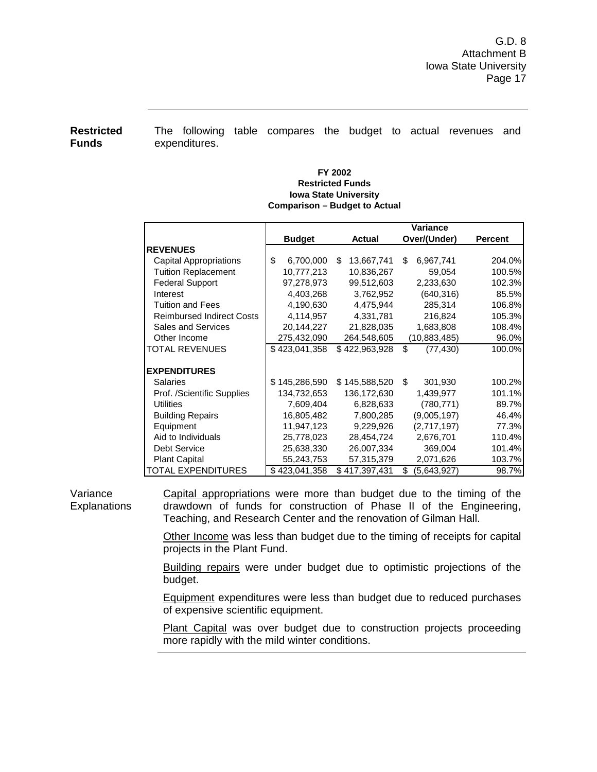**Restricted Funds**

The following table compares the budget to actual revenues and expenditures.

**FY 2002**
**Restricted Funds**
**Iowa State University**
**Comparison – Budget to Actual**

| | Budget | Actual | Variance Over/(Under) | Percent |
|---|---|---|---|---|
| **REVENUES** | | | | |
| Capital Appropriations | $ 6,700,000 | $ 13,667,741 | $ 6,967,741 | 204.0% |
| Tuition Replacement | 10,777,213 | 10,836,267 | 59,054 | 100.5% |
| Federal Support | 97,278,973 | 99,512,603 | 2,233,630 | 102.3% |
| Interest | 4,403,268 | 3,762,952 | (640,316) | 85.5% |
| Tuition and Fees | 4,190,630 | 4,475,944 | 285,314 | 106.8% |
| Reimbursed Indirect Costs | 4,114,957 | 4,331,781 | 216,824 | 105.3% |
| Sales and Services | 20,144,227 | 21,828,035 | 1,683,808 | 108.4% |
| Other Income | 275,432,090 | 264,548,605 | (10,883,485) | 96.0% |
| TOTAL REVENUES | $ 423,041,358 | $ 422,963,928 | $ (77,430) | 100.0% |
| **EXPENDITURES** | | | | |
| Salaries | $ 145,286,590 | $ 145,588,520 | $ 301,930 | 100.2% |
| Prof. /Scientific Supplies | 134,732,653 | 136,172,630 | 1,439,977 | 101.1% |
| Utilities | 7,609,404 | 6,828,633 | (780,771) | 89.7% |
| Building Repairs | 16,805,482 | 7,800,285 | (9,005,197) | 46.4% |
| Equipment | 11,947,123 | 9,229,926 | (2,717,197) | 77.3% |
| Aid to Individuals | 25,778,023 | 28,454,724 | 2,676,701 | 110.4% |
| Debt Service | 25,638,330 | 26,007,334 | 369,004 | 101.4% |
| Plant Capital | 55,243,753 | 57,315,379 | 2,071,626 | 103.7% |
| TOTAL EXPENDITURES | $ 423,041,358 | $ 417,397,431 | $ (5,643,927) | 98.7% |

**Variance Explanations**

Capital appropriations were more than budget due to the timing of the drawdown of funds for construction of Phase II of the Engineering, Teaching, and Research Center and the renovation of Gilman Hall.

Other Income was less than budget due to the timing of receipts for capital projects in the Plant Fund.

Building repairs were under budget due to optimistic projections of the budget.

Equipment expenditures were less than budget due to reduced purchases of expensive scientific equipment.

Plant Capital was over budget due to construction projects proceeding more rapidly with the mild winter conditions.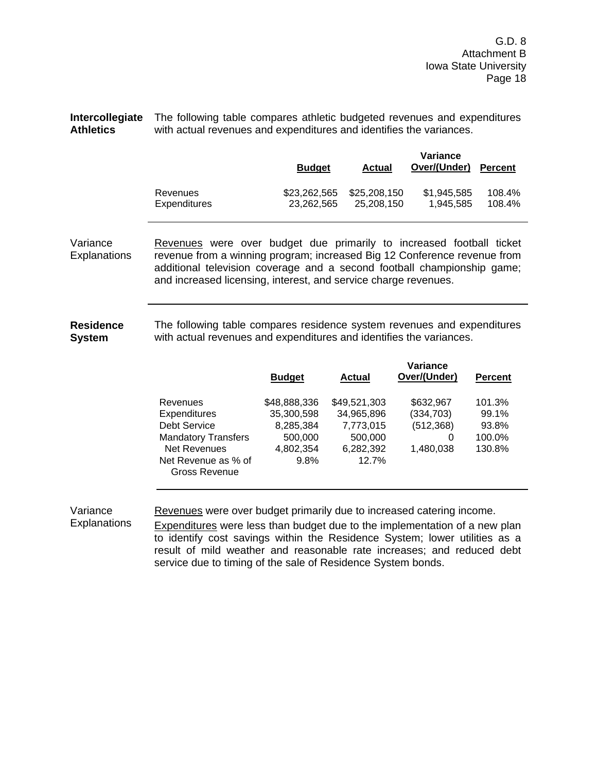**Intercollegiate Athletics**

The following table compares athletic budgeted revenues and expenditures with actual revenues and expenditures and identifies the variances.

| | Budget | Actual | Variance Over/(Under) | Percent |
|---|---|---|---|---|
| Revenues | $23,262,565 | $25,208,150 | $1,945,585 | 108.4% |
| Expenditures | 23,262,565 | 25,208,150 | 1,945,585 | 108.4% |

Variance Explanations

Revenues were over budget due primarily to increased football ticket revenue from a winning program; increased Big 12 Conference revenue from additional television coverage and a second football championship game; and increased licensing, interest, and service charge revenues.

**Residence System**

The following table compares residence system revenues and expenditures with actual revenues and expenditures and identifies the variances.

| | Budget | Actual | Variance Over/(Under) | Percent |
|---|---|---|---|---|
| Revenues | $48,888,336 | $49,521,303 | $632,967 | 101.3% |
| Expenditures | 35,300,598 | 34,965,896 | (334,703) | 99.1% |
| Debt Service | 8,285,384 | 7,773,015 | (512,368) | 93.8% |
| Mandatory Transfers | 500,000 | 500,000 | 0 | 100.0% |
| Net Revenues | 4,802,354 | 6,282,392 | 1,480,038 | 130.8% |
| Net Revenue as % of Gross Revenue | 9.8% | 12.7% | | |

Variance Explanations

Revenues were over budget primarily due to increased catering income.

Expenditures were less than budget due to the implementation of a new plan to identify cost savings within the Residence System; lower utilities as a result of mild weather and reasonable rate increases; and reduced debt service due to timing of the sale of Residence System bonds.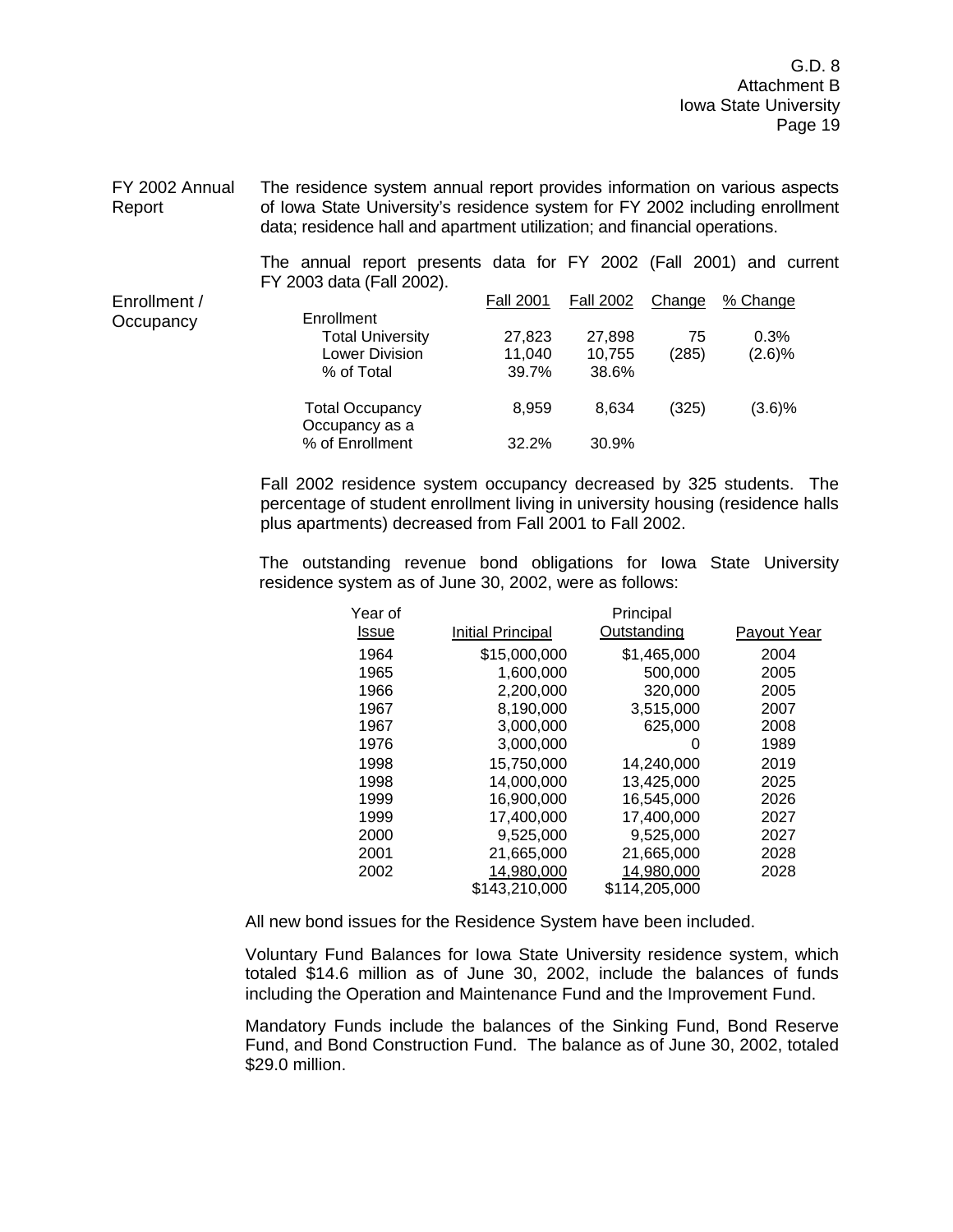**FY 2002 Annual Report**

The residence system annual report provides information on various aspects of Iowa State University's residence system for FY 2002 including enrollment data; residence hall and apartment utilization; and financial operations.

The annual report presents data for FY 2002 (Fall 2001) and current FY 2003 data (Fall 2002).

**Enrollment / Occupancy**

| | Fall 2001 | Fall 2002 | Change | % Change |
|---|---|---|---|---|
| Enrollment | | | | |
| Total University | 27,823 | 27,898 | 75 | 0.3% |
| Lower Division | 11,040 | 10,755 | (285) | (2.6)% |
| % of Total | 39.7% | 38.6% | | |
| Total Occupancy | 8,959 | 8,634 | (325) | (3.6)% |
| Occupancy as a % of Enrollment | 32.2% | 30.9% | | |

Fall 2002 residence system occupancy decreased by 325 students. The percentage of student enrollment living in university housing (residence halls plus apartments) decreased from Fall 2001 to Fall 2002.

The outstanding revenue bond obligations for Iowa State University residence system as of June 30, 2002, were as follows:

| Year of Issue | Initial Principal | Principal Outstanding | Payout Year |
|---|---|---|---|
| 1964 | $15,000,000 | $1,465,000 | 2004 |
| 1965 | 1,600,000 | 500,000 | 2005 |
| 1966 | 2,200,000 | 320,000 | 2005 |
| 1967 | 8,190,000 | 3,515,000 | 2007 |
| 1967 | 3,000,000 | 625,000 | 2008 |
| 1976 | 3,000,000 | 0 | 1989 |
| 1998 | 15,750,000 | 14,240,000 | 2019 |
| 1998 | 14,000,000 | 13,425,000 | 2025 |
| 1999 | 16,900,000 | 16,545,000 | 2026 |
| 1999 | 17,400,000 | 17,400,000 | 2027 |
| 2000 | 9,525,000 | 9,525,000 | 2027 |
| 2001 | 21,665,000 | 21,665,000 | 2028 |
| 2002 | 14,980,000 | 14,980,000 | 2028 |
| | $143,210,000 | $114,205,000 | |

All new bond issues for the Residence System have been included.

Voluntary Fund Balances for Iowa State University residence system, which totaled $14.6 million as of June 30, 2002, include the balances of funds including the Operation and Maintenance Fund and the Improvement Fund.

Mandatory Funds include the balances of the Sinking Fund, Bond Reserve Fund, and Bond Construction Fund. The balance as of June 30, 2002, totaled $29.0 million.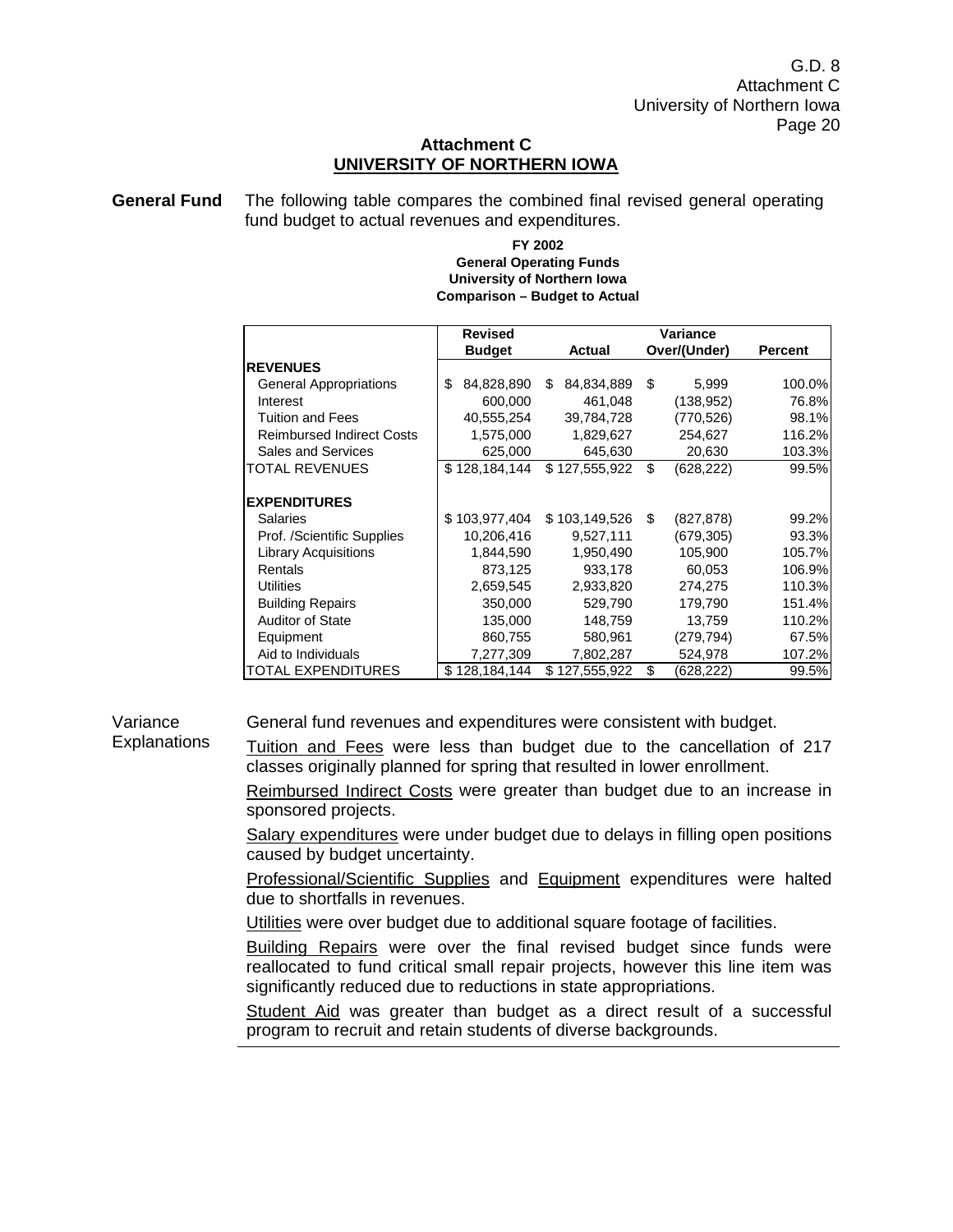## Attachment C
## UNIVERSITY OF NORTHERN IOWA

**General Fund** The following table compares the combined final revised general operating fund budget to actual revenues and expenditures.

**FY 2002**
**General Operating Funds**
**University of Northern Iowa**
**Comparison – Budget to Actual**

| | Revised Budget | Actual | Variance Over/(Under) | Percent |
|---|---|---|---|---|
| **REVENUES** | | | | |
| General Appropriations | $ 84,828,890 | $ 84,834,889 | $ 5,999 | 100.0% |
| Interest | 600,000 | 461,048 | (138,952) | 76.8% |
| Tuition and Fees | 40,555,254 | 39,784,728 | (770,526) | 98.1% |
| Reimbursed Indirect Costs | 1,575,000 | 1,829,627 | 254,627 | 116.2% |
| Sales and Services | 625,000 | 645,630 | 20,630 | 103.3% |
| TOTAL REVENUES | $ 128,184,144 | $ 127,555,922 | $ (628,222) | 99.5% |
| **EXPENDITURES** | | | | |
| Salaries | $ 103,977,404 | $ 103,149,526 | $ (827,878) | 99.2% |
| Prof. /Scientific Supplies | 10,206,416 | 9,527,111 | (679,305) | 93.3% |
| Library Acquisitions | 1,844,590 | 1,950,490 | 105,900 | 105.7% |
| Rentals | 873,125 | 933,178 | 60,053 | 106.9% |
| Utilities | 2,659,545 | 2,933,820 | 274,275 | 110.3% |
| Building Repairs | 350,000 | 529,790 | 179,790 | 151.4% |
| Auditor of State | 135,000 | 148,759 | 13,759 | 110.2% |
| Equipment | 860,755 | 580,961 | (279,794) | 67.5% |
| Aid to Individuals | 7,277,309 | 7,802,287 | 524,978 | 107.2% |
| TOTAL EXPENDITURES | $ 128,184,144 | $ 127,555,922 | $ (628,222) | 99.5% |

Variance Explanations

General fund revenues and expenditures were consistent with budget.

Tuition and Fees were less than budget due to the cancellation of 217 classes originally planned for spring that resulted in lower enrollment.

Reimbursed Indirect Costs were greater than budget due to an increase in sponsored projects.

Salary expenditures were under budget due to delays in filling open positions caused by budget uncertainty.

Professional/Scientific Supplies and Equipment expenditures were halted due to shortfalls in revenues.

Utilities were over budget due to additional square footage of facilities.

Building Repairs were over the final revised budget since funds were reallocated to fund critical small repair projects, however this line item was significantly reduced due to reductions in state appropriations.

Student Aid was greater than budget as a direct result of a successful program to recruit and retain students of diverse backgrounds.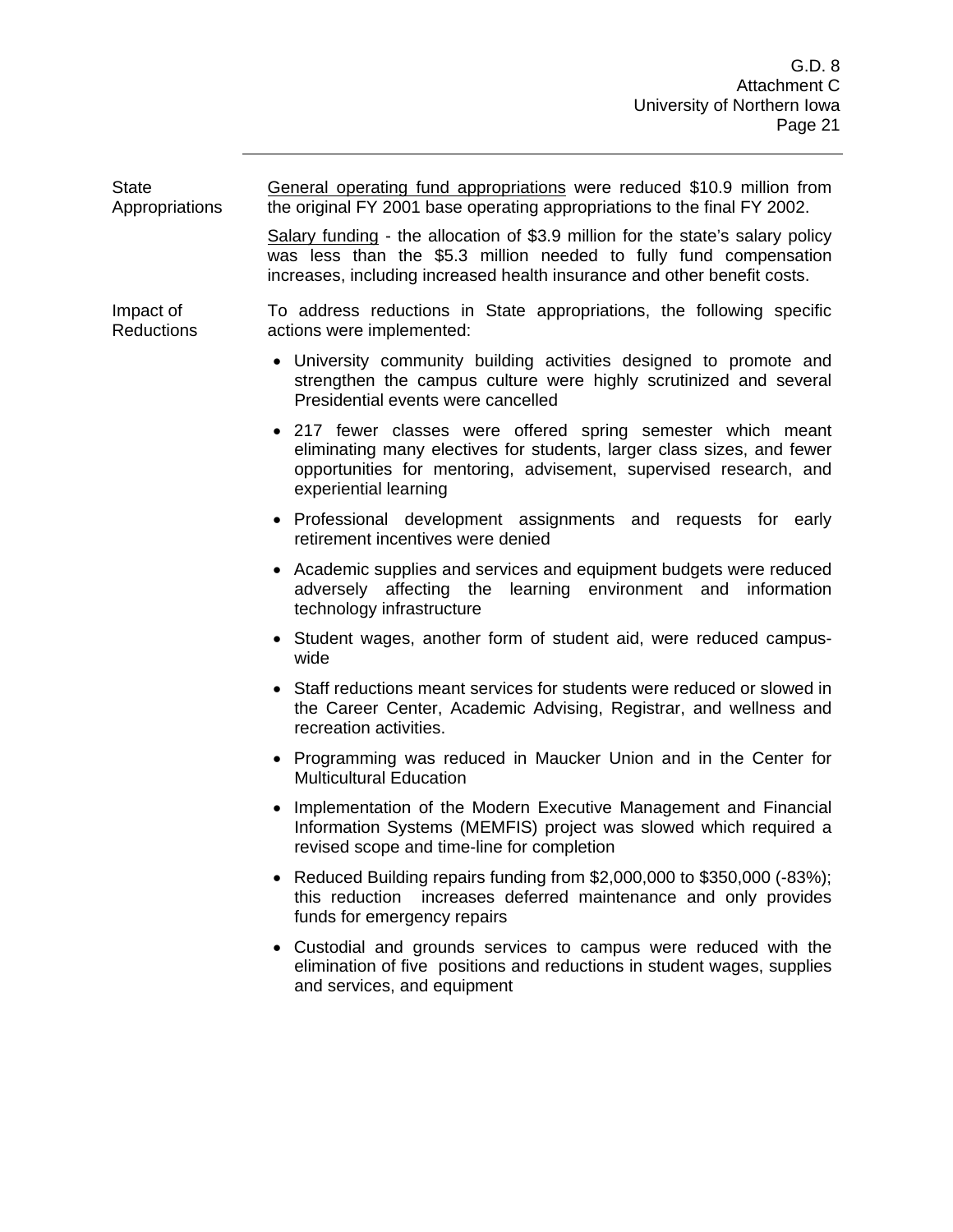**State Appropriations**

General operating fund appropriations were reduced $10.9 million from the original FY 2001 base operating appropriations to the final FY 2002.

Salary funding - the allocation of $3.9 million for the state's salary policy was less than the $5.3 million needed to fully fund compensation increases, including increased health insurance and other benefit costs.

**Impact of Reductions**

To address reductions in State appropriations, the following specific actions were implemented:

- University community building activities designed to promote and strengthen the campus culture were highly scrutinized and several Presidential events were cancelled
- 217 fewer classes were offered spring semester which meant eliminating many electives for students, larger class sizes, and fewer opportunities for mentoring, advisement, supervised research, and experiential learning
- Professional development assignments and requests for early retirement incentives were denied
- Academic supplies and services and equipment budgets were reduced adversely affecting the learning environment and information technology infrastructure
- Student wages, another form of student aid, were reduced campus-wide
- Staff reductions meant services for students were reduced or slowed in the Career Center, Academic Advising, Registrar, and wellness and recreation activities.
- Programming was reduced in Maucker Union and in the Center for Multicultural Education
- Implementation of the Modern Executive Management and Financial Information Systems (MEMFIS) project was slowed which required a revised scope and time-line for completion
- Reduced Building repairs funding from $2,000,000 to $350,000 (-83%); this reduction increases deferred maintenance and only provides funds for emergency repairs
- Custodial and grounds services to campus were reduced with the elimination of five positions and reductions in student wages, supplies and services, and equipment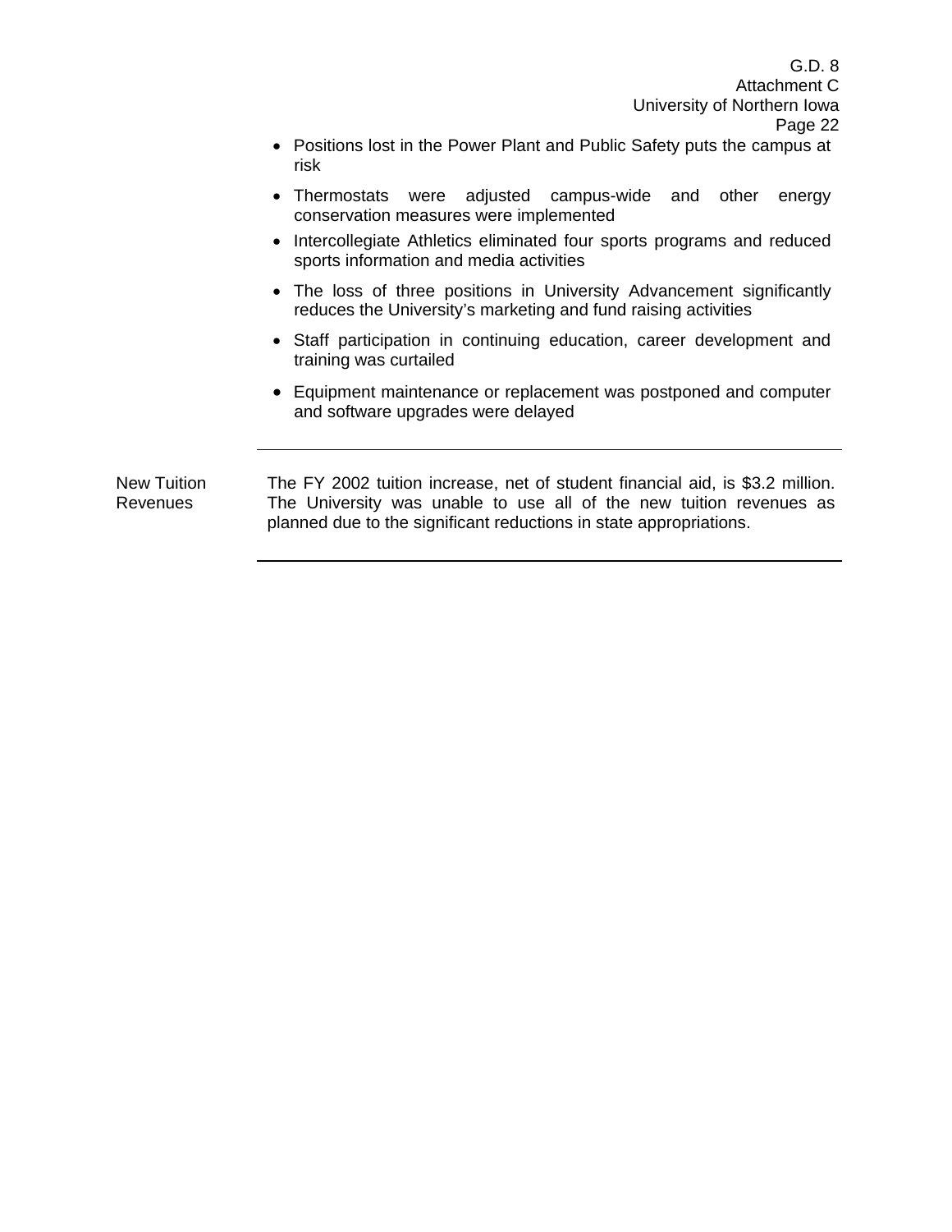- Positions lost in the Power Plant and Public Safety puts the campus at risk
- Thermostats were adjusted campus-wide and other energy conservation measures were implemented
- Intercollegiate Athletics eliminated four sports programs and reduced sports information and media activities
- The loss of three positions in University Advancement significantly reduces the University's marketing and fund raising activities
- Staff participation in continuing education, career development and training was curtailed
- Equipment maintenance or replacement was postponed and computer and software upgrades were delayed

---

**New Tuition Revenues**

The FY 2002 tuition increase, net of student financial aid, is $3.2 million. The University was unable to use all of the new tuition revenues as planned due to the significant reductions in state appropriations.

---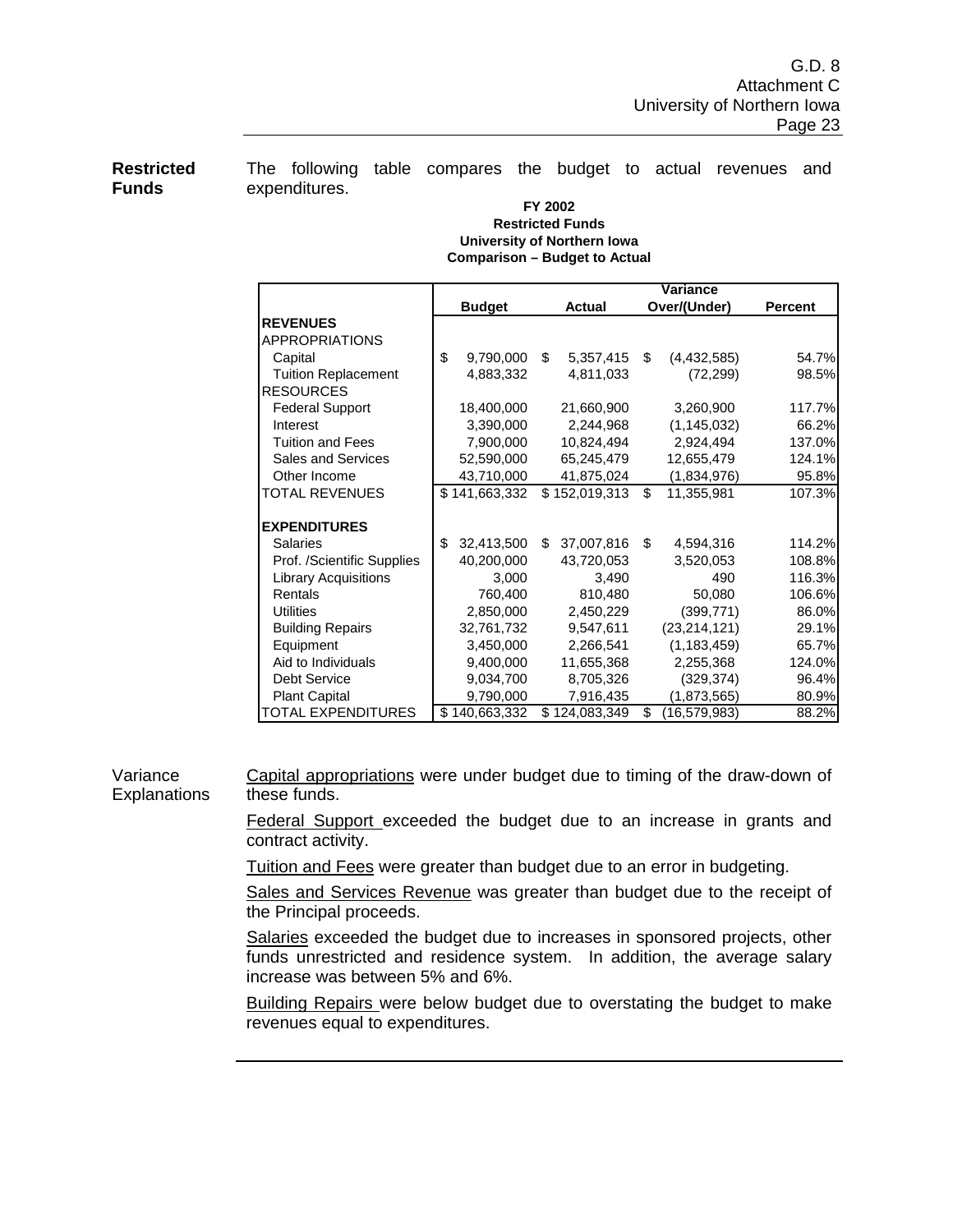**Restricted Funds**

The following table compares the budget to actual revenues and expenditures.

**FY 2002**
**Restricted Funds**
**University of Northern Iowa**
**Comparison – Budget to Actual**

| | Budget | Actual | Variance Over/(Under) | Percent |
|---|---|---|---|---|
| **REVENUES** | | | | |
| APPROPRIATIONS | | | | |
| Capital | $ 9,790,000 | $ 5,357,415 | $ (4,432,585) | 54.7% |
| Tuition Replacement | 4,883,332 | 4,811,033 | (72,299) | 98.5% |
| RESOURCES | | | | |
| Federal Support | 18,400,000 | 21,660,900 | 3,260,900 | 117.7% |
| Interest | 3,390,000 | 2,244,968 | (1,145,032) | 66.2% |
| Tuition and Fees | 7,900,000 | 10,824,494 | 2,924,494 | 137.0% |
| Sales and Services | 52,590,000 | 65,245,479 | 12,655,479 | 124.1% |
| Other Income | 43,710,000 | 41,875,024 | (1,834,976) | 95.8% |
| TOTAL REVENUES | $ 141,663,332 | $ 152,019,313 | $ 11,355,981 | 107.3% |
| **EXPENDITURES** | | | | |
| Salaries | $ 32,413,500 | $ 37,007,816 | $ 4,594,316 | 114.2% |
| Prof. /Scientific Supplies | 40,200,000 | 43,720,053 | 3,520,053 | 108.8% |
| Library Acquisitions | 3,000 | 3,490 | 490 | 116.3% |
| Rentals | 760,400 | 810,480 | 50,080 | 106.6% |
| Utilities | 2,850,000 | 2,450,229 | (399,771) | 86.0% |
| Building Repairs | 32,761,732 | 9,547,611 | (23,214,121) | 29.1% |
| Equipment | 3,450,000 | 2,266,541 | (1,183,459) | 65.7% |
| Aid to Individuals | 9,400,000 | 11,655,368 | 2,255,368 | 124.0% |
| Debt Service | 9,034,700 | 8,705,326 | (329,374) | 96.4% |
| Plant Capital | 9,790,000 | 7,916,435 | (1,873,565) | 80.9% |
| TOTAL EXPENDITURES | $ 140,663,332 | $ 124,083,349 | $ (16,579,983) | 88.2% |

Variance Explanations

Capital appropriations were under budget due to timing of the draw-down of these funds.

Federal Support exceeded the budget due to an increase in grants and contract activity.

Tuition and Fees were greater than budget due to an error in budgeting.

Sales and Services Revenue was greater than budget due to the receipt of the Principal proceeds.

Salaries exceeded the budget due to increases in sponsored projects, other funds unrestricted and residence system. In addition, the average salary increase was between 5% and 6%.

Building Repairs were below budget due to overstating the budget to make revenues equal to expenditures.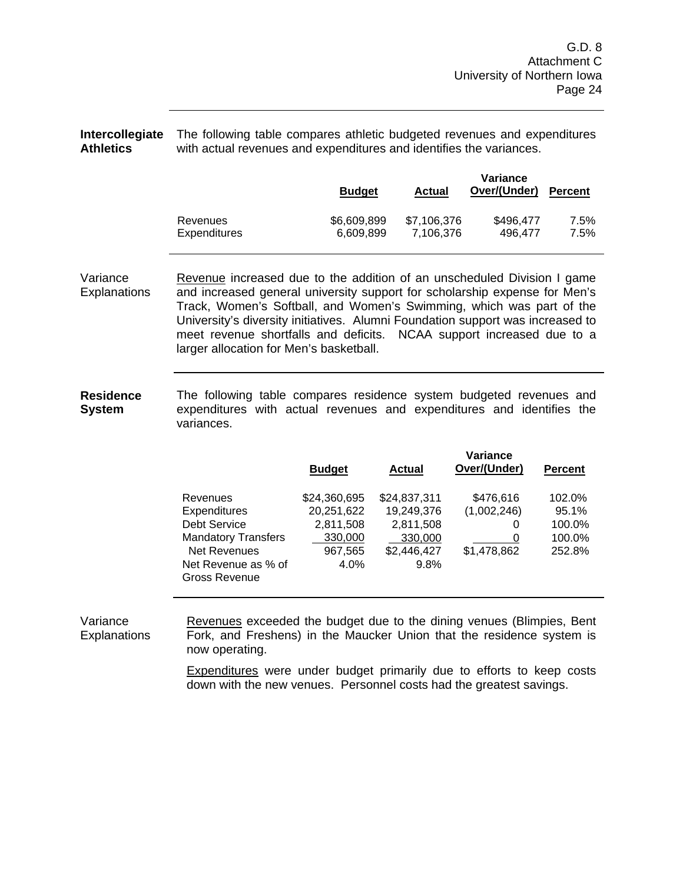**Intercollegiate Athletics**

The following table compares athletic budgeted revenues and expenditures with actual revenues and expenditures and identifies the variances.

| | Budget | Actual | Variance Over/(Under) | Percent |
|---|---|---|---|---|
| Revenues | $6,609,899 | $7,106,376 | $496,477 | 7.5% |
| Expenditures | 6,609,899 | 7,106,376 | 496,477 | 7.5% |

**Variance Explanations**

Revenue increased due to the addition of an unscheduled Division I game and increased general university support for scholarship expense for Men's Track, Women's Softball, and Women's Swimming, which was part of the University's diversity initiatives. Alumni Foundation support was increased to meet revenue shortfalls and deficits. NCAA support increased due to a larger allocation for Men's basketball.

**Residence System**

The following table compares residence system budgeted revenues and expenditures with actual revenues and expenditures and identifies the variances.

| | Budget | Actual | Variance Over/(Under) | Percent |
|---|---|---|---|---|
| Revenues | $24,360,695 | $24,837,311 | $476,616 | 102.0% |
| Expenditures | 20,251,622 | 19,249,376 | (1,002,246) | 95.1% |
| Debt Service | 2,811,508 | 2,811,508 | 0 | 100.0% |
| Mandatory Transfers | 330,000 | 330,000 | 0 | 100.0% |
| Net Revenues | 967,565 | $2,446,427 | $1,478,862 | 252.8% |
| Net Revenue as % of Gross Revenue | 4.0% | 9.8% | | |

**Variance Explanations**

Revenues exceeded the budget due to the dining venues (Blimpies, Bent Fork, and Freshens) in the Maucker Union that the residence system is now operating.

Expenditures were under budget primarily due to efforts to keep costs down with the new venues. Personnel costs had the greatest savings.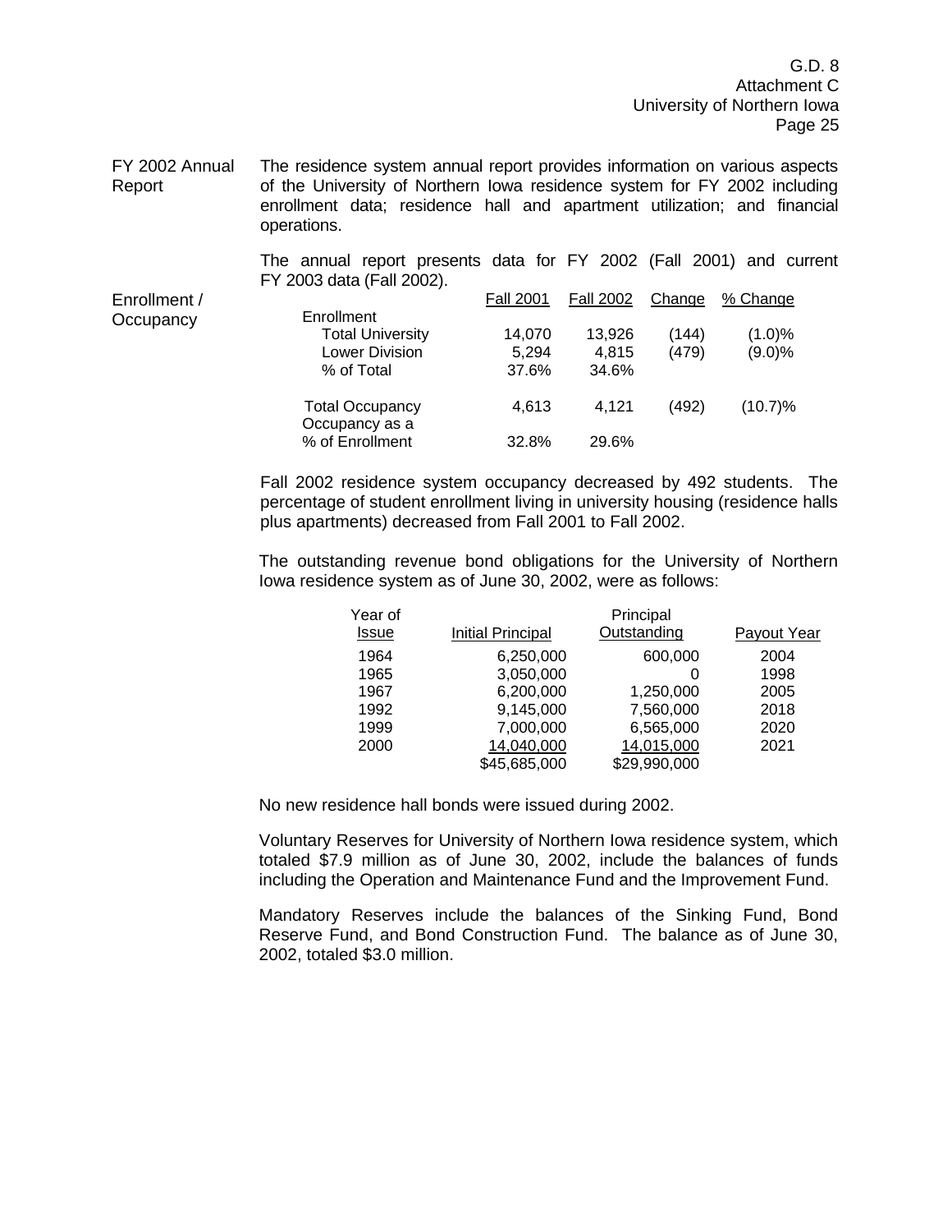**FY 2002 Annual Report**

The residence system annual report provides information on various aspects of the University of Northern Iowa residence system for FY 2002 including enrollment data; residence hall and apartment utilization; and financial operations.

The annual report presents data for FY 2002 (Fall 2001) and current FY 2003 data (Fall 2002).

**Enrollment / Occupancy**

| | Fall 2001 | Fall 2002 | Change | % Change |
|---|---|---|---|---|
| Enrollment | | | | |
| Total University | 14,070 | 13,926 | (144) | (1.0)% |
| Lower Division | 5,294 | 4,815 | (479) | (9.0)% |
| % of Total | 37.6% | 34.6% | | |
| Total Occupancy | 4,613 | 4,121 | (492) | (10.7)% |
| Occupancy as a % of Enrollment | 32.8% | 29.6% | | |

Fall 2002 residence system occupancy decreased by 492 students. The percentage of student enrollment living in university housing (residence halls plus apartments) decreased from Fall 2001 to Fall 2002.

The outstanding revenue bond obligations for the University of Northern Iowa residence system as of June 30, 2002, were as follows:

| Year of Issue | Initial Principal | Principal Outstanding | Payout Year |
|---|---|---|---|
| 1964 | 6,250,000 | 600,000 | 2004 |
| 1965 | 3,050,000 | 0 | 1998 |
| 1967 | 6,200,000 | 1,250,000 | 2005 |
| 1992 | 9,145,000 | 7,560,000 | 2018 |
| 1999 | 7,000,000 | 6,565,000 | 2020 |
| 2000 | 14,040,000 | 14,015,000 | 2021 |
| | $45,685,000 | $29,990,000 | |

No new residence hall bonds were issued during 2002.

Voluntary Reserves for University of Northern Iowa residence system, which totaled $7.9 million as of June 30, 2002, include the balances of funds including the Operation and Maintenance Fund and the Improvement Fund.

Mandatory Reserves include the balances of the Sinking Fund, Bond Reserve Fund, and Bond Construction Fund. The balance as of June 30, 2002, totaled $3.0 million.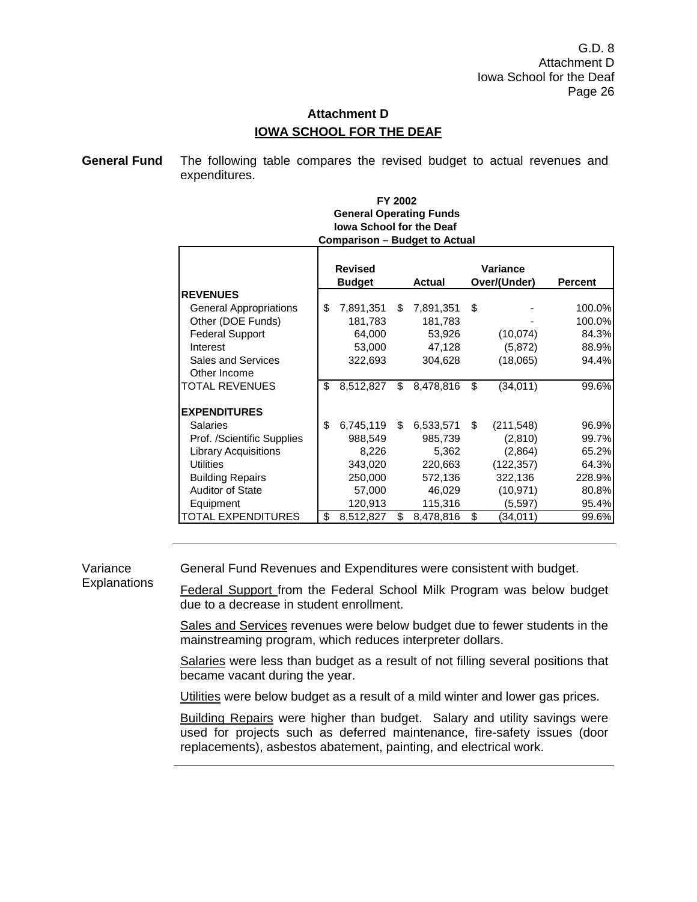## Attachment D

## IOWA SCHOOL FOR THE DEAF

**General Fund** The following table compares the revised budget to actual revenues and expenditures.

**FY 2002**
**General Operating Funds**
**Iowa School for the Deaf**
**Comparison – Budget to Actual**

| | Revised Budget | Actual | Variance Over/(Under) | Percent |
|---|---|---|---|---|
| **REVENUES** | | | | |
| General Appropriations | $ 7,891,351 | $ 7,891,351 | $ - | 100.0% |
| Other (DOE Funds) | 181,783 | 181,783 | - | 100.0% |
| Federal Support | 64,000 | 53,926 | (10,074) | 84.3% |
| Interest | 53,000 | 47,128 | (5,872) | 88.9% |
| Sales and Services | 322,693 | 304,628 | (18,065) | 94.4% |
| Other Income | | | | |
| TOTAL REVENUES | $ 8,512,827 | $ 8,478,816 | $ (34,011) | 99.6% |
| **EXPENDITURES** | | | | |
| Salaries | $ 6,745,119 | $ 6,533,571 | $ (211,548) | 96.9% |
| Prof. /Scientific Supplies | 988,549 | 985,739 | (2,810) | 99.7% |
| Library Acquisitions | 8,226 | 5,362 | (2,864) | 65.2% |
| Utilities | 343,020 | 220,663 | (122,357) | 64.3% |
| Building Repairs | 250,000 | 572,136 | 322,136 | 228.9% |
| Auditor of State | 57,000 | 46,029 | (10,971) | 80.8% |
| Equipment | 120,913 | 115,316 | (5,597) | 95.4% |
| TOTAL EXPENDITURES | $ 8,512,827 | $ 8,478,816 | $ (34,011) | 99.6% |

---

Variance Explanations

General Fund Revenues and Expenditures were consistent with budget.

Federal Support from the Federal School Milk Program was below budget due to a decrease in student enrollment.

Sales and Services revenues were below budget due to fewer students in the mainstreaming program, which reduces interpreter dollars.

Salaries were less than budget as a result of not filling several positions that became vacant during the year.

Utilities were below budget as a result of a mild winter and lower gas prices.

Building Repairs were higher than budget. Salary and utility savings were used for projects such as deferred maintenance, fire-safety issues (door replacements), asbestos abatement, painting, and electrical work.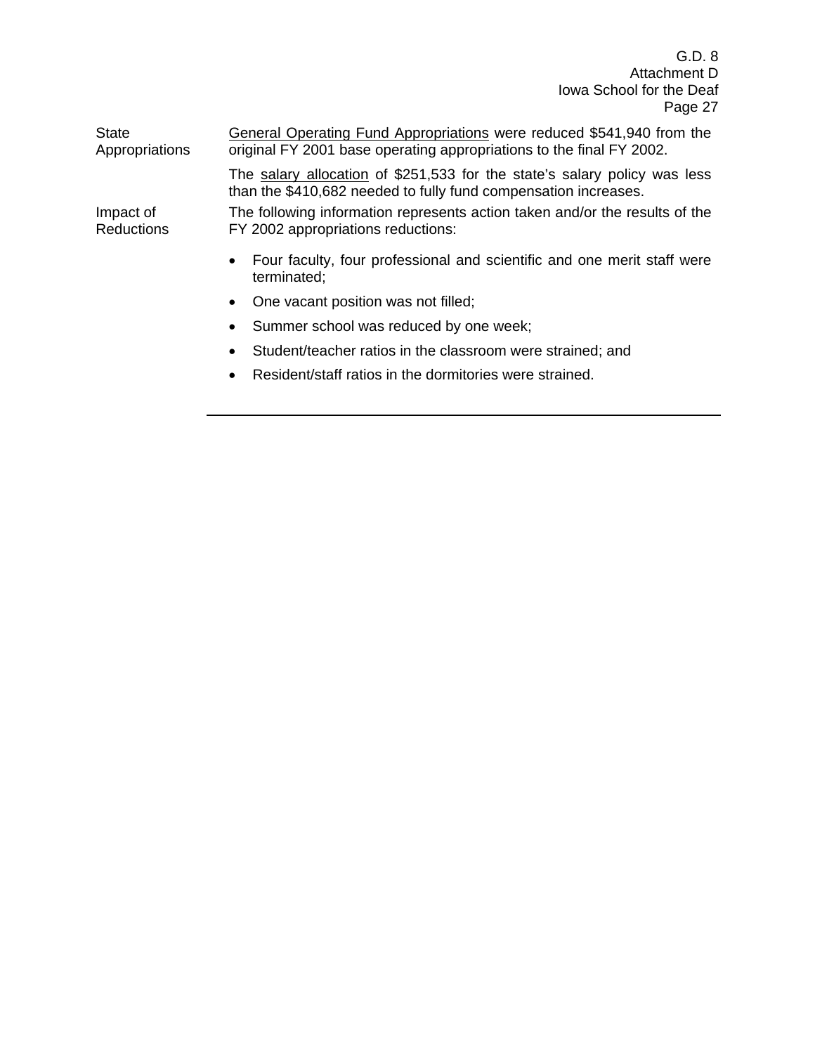**State Appropriations**

General Operating Fund Appropriations were reduced $541,940 from the original FY 2001 base operating appropriations to the final FY 2002.

The salary allocation of $251,533 for the state's salary policy was less than the $410,682 needed to fully fund compensation increases.

**Impact of Reductions**

The following information represents action taken and/or the results of the FY 2002 appropriations reductions:

- Four faculty, four professional and scientific and one merit staff were terminated;
- One vacant position was not filled;
- Summer school was reduced by one week;
- Student/teacher ratios in the classroom were strained; and
- Resident/staff ratios in the dormitories were strained.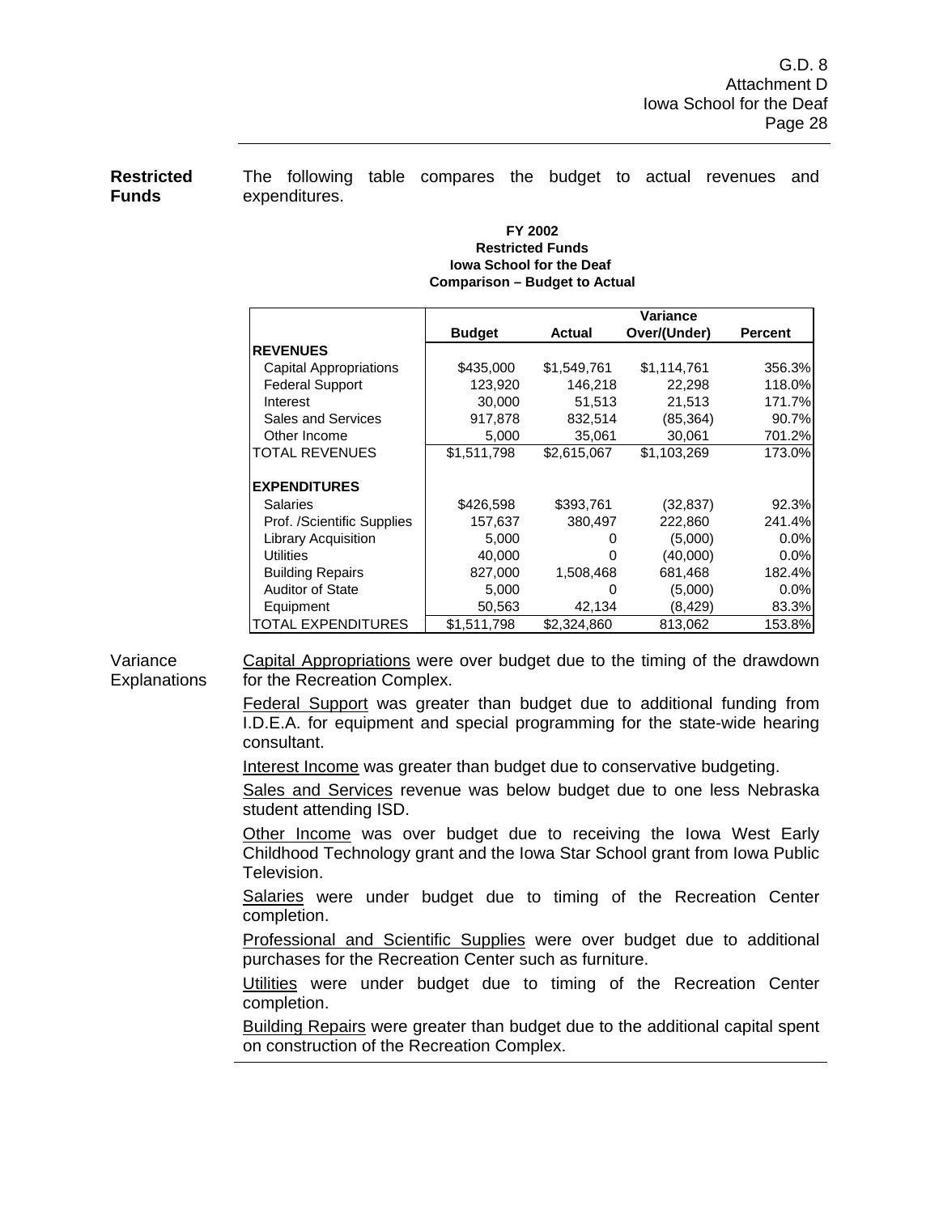**Restricted Funds**

The following table compares the budget to actual revenues and expenditures.

**FY 2002**
**Restricted Funds**
**Iowa School for the Deaf**
**Comparison – Budget to Actual**

| | Budget | Actual | Variance Over/(Under) | Percent |
|---|---|---|---|---|
| **REVENUES** | | | | |
| Capital Appropriations | $435,000 | $1,549,761 | $1,114,761 | 356.3% |
| Federal Support | 123,920 | 146,218 | 22,298 | 118.0% |
| Interest | 30,000 | 51,513 | 21,513 | 171.7% |
| Sales and Services | 917,878 | 832,514 | (85,364) | 90.7% |
| Other Income | 5,000 | 35,061 | 30,061 | 701.2% |
| TOTAL REVENUES | $1,511,798 | $2,615,067 | $1,103,269 | 173.0% |
| | | | | |
| **EXPENDITURES** | | | | |
| Salaries | $426,598 | $393,761 | (32,837) | 92.3% |
| Prof. /Scientific Supplies | 157,637 | 380,497 | 222,860 | 241.4% |
| Library Acquisition | 5,000 | 0 | (5,000) | 0.0% |
| Utilities | 40,000 | 0 | (40,000) | 0.0% |
| Building Repairs | 827,000 | 1,508,468 | 681,468 | 182.4% |
| Auditor of State | 5,000 | 0 | (5,000) | 0.0% |
| Equipment | 50,563 | 42,134 | (8,429) | 83.3% |
| TOTAL EXPENDITURES | $1,511,798 | $2,324,860 | 813,062 | 153.8% |

Variance Explanations

Capital Appropriations were over budget due to the timing of the drawdown for the Recreation Complex.

Federal Support was greater than budget due to additional funding from I.D.E.A. for equipment and special programming for the state-wide hearing consultant.

Interest Income was greater than budget due to conservative budgeting.

Sales and Services revenue was below budget due to one less Nebraska student attending ISD.

Other Income was over budget due to receiving the Iowa West Early Childhood Technology grant and the Iowa Star School grant from Iowa Public Television.

Salaries were under budget due to timing of the Recreation Center completion.

Professional and Scientific Supplies were over budget due to additional purchases for the Recreation Center such as furniture.

Utilities were under budget due to timing of the Recreation Center completion.

Building Repairs were greater than budget due to the additional capital spent on construction of the Recreation Complex.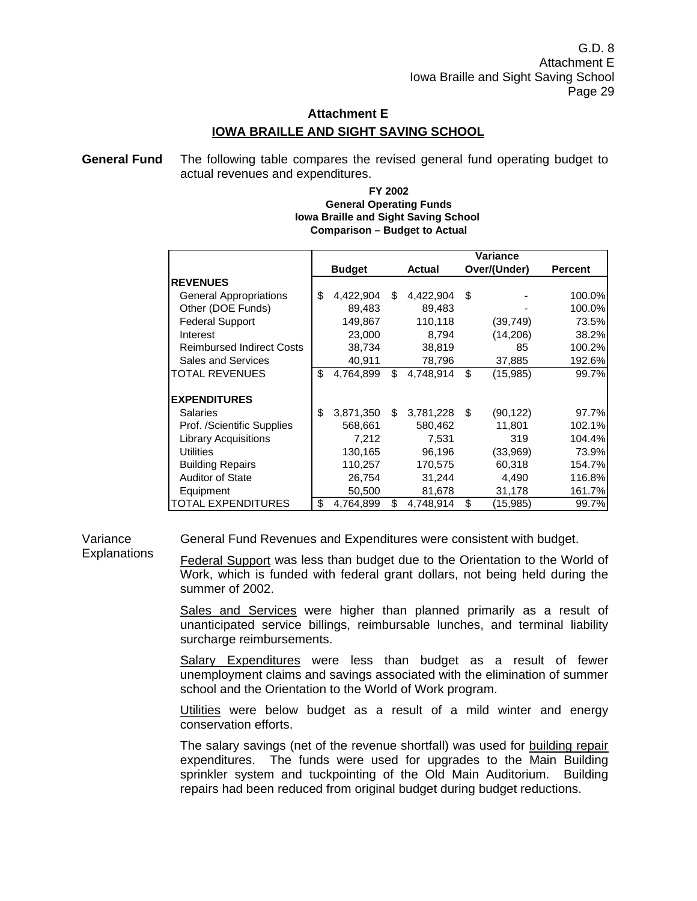## Attachment E

## IOWA BRAILLE AND SIGHT SAVING SCHOOL

**General Fund** The following table compares the revised general fund operating budget to actual revenues and expenditures.

**FY 2002**
**General Operating Funds**
**Iowa Braille and Sight Saving School**
**Comparison – Budget to Actual**

| | Budget | Actual | Variance Over/(Under) | Percent |
|---|---|---|---|---|
| **REVENUES** | | | | |
| General Appropriations | $ 4,422,904 | $ 4,422,904 | $ - | 100.0% |
| Other (DOE Funds) | 89,483 | 89,483 | - | 100.0% |
| Federal Support | 149,867 | 110,118 | (39,749) | 73.5% |
| Interest | 23,000 | 8,794 | (14,206) | 38.2% |
| Reimbursed Indirect Costs | 38,734 | 38,819 | 85 | 100.2% |
| Sales and Services | 40,911 | 78,796 | 37,885 | 192.6% |
| TOTAL REVENUES | $ 4,764,899 | $ 4,748,914 | $ (15,985) | 99.7% |
| **EXPENDITURES** | | | | |
| Salaries | $ 3,871,350 | $ 3,781,228 | $ (90,122) | 97.7% |
| Prof. /Scientific Supplies | 568,661 | 580,462 | 11,801 | 102.1% |
| Library Acquisitions | 7,212 | 7,531 | 319 | 104.4% |
| Utilities | 130,165 | 96,196 | (33,969) | 73.9% |
| Building Repairs | 110,257 | 170,575 | 60,318 | 154.7% |
| Auditor of State | 26,754 | 31,244 | 4,490 | 116.8% |
| Equipment | 50,500 | 81,678 | 31,178 | 161.7% |
| TOTAL EXPENDITURES | $ 4,764,899 | $ 4,748,914 | $ (15,985) | 99.7% |

Variance Explanations

General Fund Revenues and Expenditures were consistent with budget.

Federal Support was less than budget due to the Orientation to the World of Work, which is funded with federal grant dollars, not being held during the summer of 2002.

Sales and Services were higher than planned primarily as a result of unanticipated service billings, reimbursable lunches, and terminal liability surcharge reimbursements.

Salary Expenditures were less than budget as a result of fewer unemployment claims and savings associated with the elimination of summer school and the Orientation to the World of Work program.

Utilities were below budget as a result of a mild winter and energy conservation efforts.

The salary savings (net of the revenue shortfall) was used for building repair expenditures. The funds were used for upgrades to the Main Building sprinkler system and tuckpointing of the Old Main Auditorium. Building repairs had been reduced from original budget during budget reductions.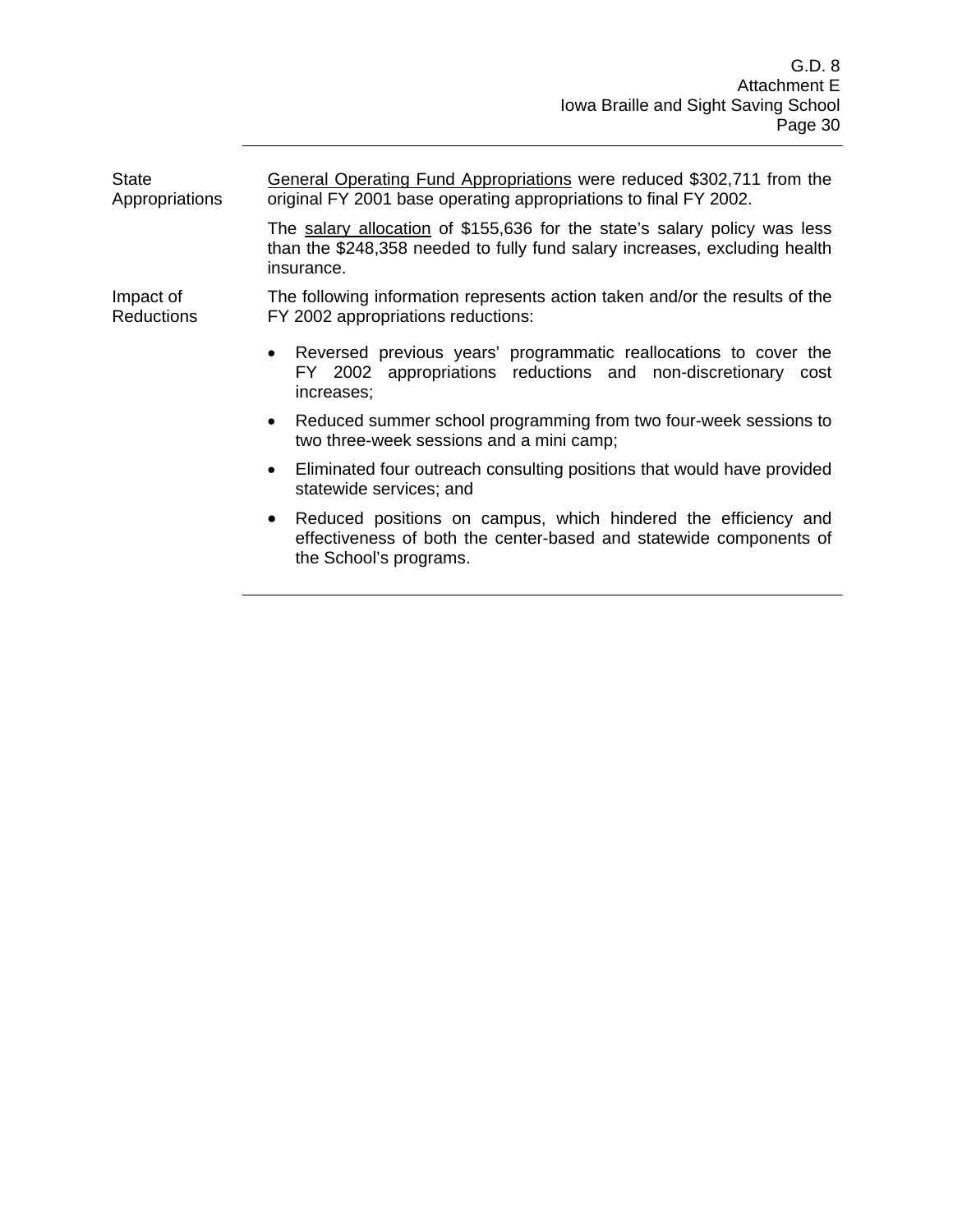**State Appropriations**

General Operating Fund Appropriations were reduced $302,711 from the original FY 2001 base operating appropriations to final FY 2002.

The salary allocation of $155,636 for the state's salary policy was less than the $248,358 needed to fully fund salary increases, excluding health insurance.

**Impact of Reductions**

The following information represents action taken and/or the results of the FY 2002 appropriations reductions:

- Reversed previous years' programmatic reallocations to cover the FY 2002 appropriations reductions and non-discretionary cost increases;
- Reduced summer school programming from two four-week sessions to two three-week sessions and a mini camp;
- Eliminated four outreach consulting positions that would have provided statewide services; and
- Reduced positions on campus, which hindered the efficiency and effectiveness of both the center-based and statewide components of the School's programs.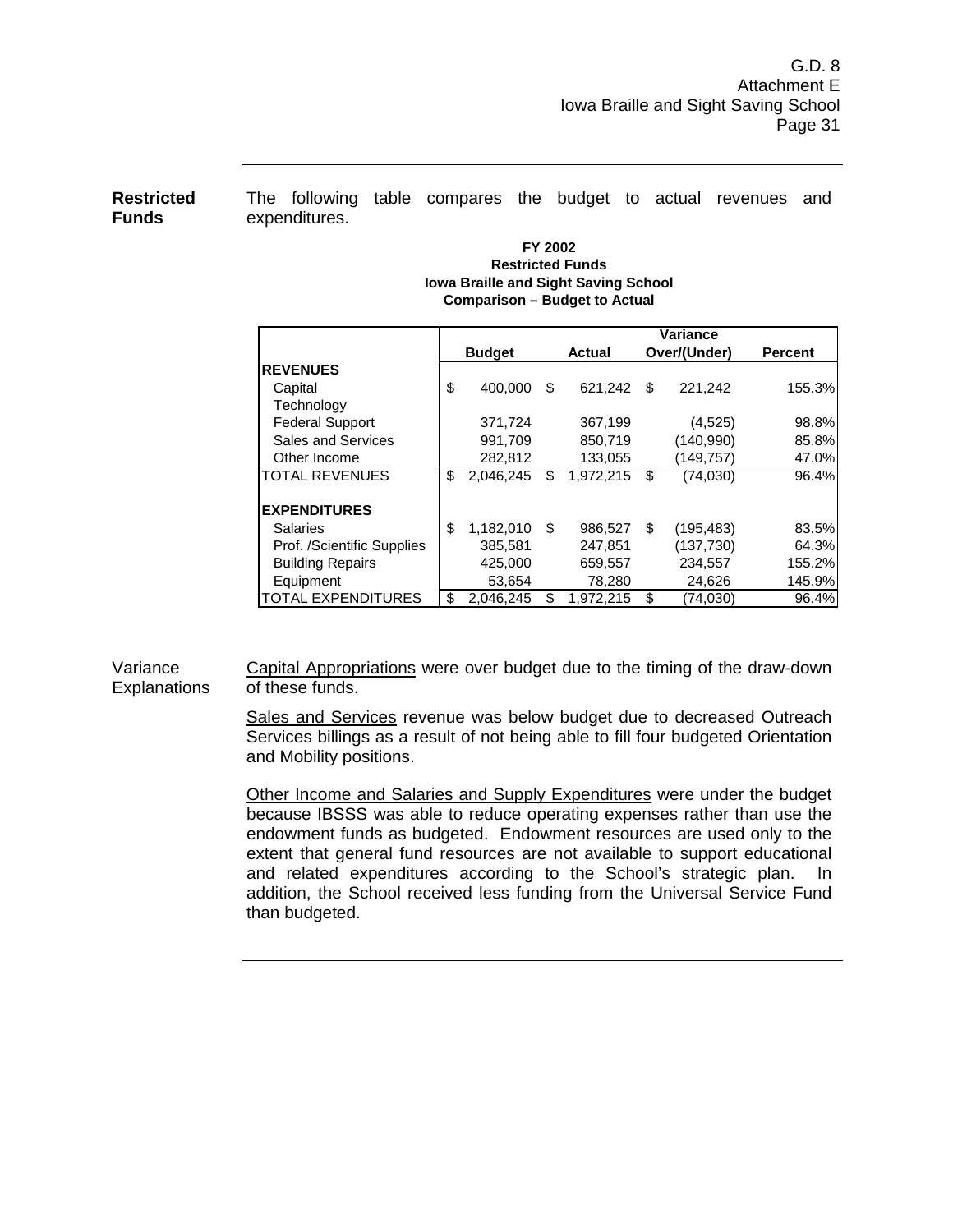**Restricted Funds**

The following table compares the budget to actual revenues and expenditures.

**FY 2002**
**Restricted Funds**
**Iowa Braille and Sight Saving School**
**Comparison – Budget to Actual**

| | Budget | Actual | Variance Over/(Under) | Percent |
|---|---|---|---|---|
| **REVENUES** | | | | |
| Capital | $ 400,000 | $ 621,242 | $ 221,242 | 155.3% |
| Technology | | | | |
| Federal Support | 371,724 | 367,199 | (4,525) | 98.8% |
| Sales and Services | 991,709 | 850,719 | (140,990) | 85.8% |
| Other Income | 282,812 | 133,055 | (149,757) | 47.0% |
| TOTAL REVENUES | $ 2,046,245 | $ 1,972,215 | $ (74,030) | 96.4% |
| **EXPENDITURES** | | | | |
| Salaries | $ 1,182,010 | $ 986,527 | $ (195,483) | 83.5% |
| Prof. /Scientific Supplies | 385,581 | 247,851 | (137,730) | 64.3% |
| Building Repairs | 425,000 | 659,557 | 234,557 | 155.2% |
| Equipment | 53,654 | 78,280 | 24,626 | 145.9% |
| TOTAL EXPENDITURES | $ 2,046,245 | $ 1,972,215 | $ (74,030) | 96.4% |

**Variance Explanations**

Capital Appropriations were over budget due to the timing of the draw-down of these funds.

Sales and Services revenue was below budget due to decreased Outreach Services billings as a result of not being able to fill four budgeted Orientation and Mobility positions.

Other Income and Salaries and Supply Expenditures were under the budget because IBSSS was able to reduce operating expenses rather than use the endowment funds as budgeted. Endowment resources are used only to the extent that general fund resources are not available to support educational and related expenditures according to the School's strategic plan. In addition, the School received less funding from the Universal Service Fund than budgeted.